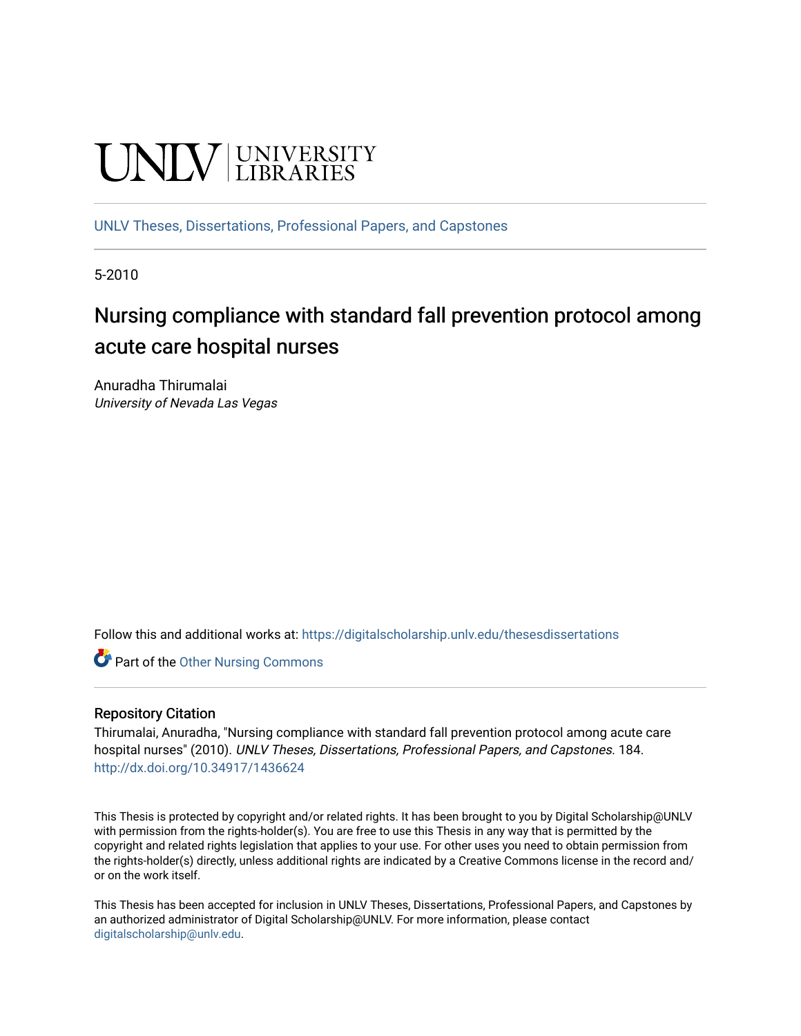UNLV | UNIVERSITY LIBRARIES

UNLV Theses, Dissertations, Professional Papers, and Capstones

5-2010

# Nursing compliance with standard fall prevention protocol among acute care hospital nurses

Anuradha Thirumalai
*University of Nevada Las Vegas*

Follow this and additional works at: https://digitalscholarship.unlv.edu/thesesdissertations

Part of the Other Nursing Commons

## Repository Citation

Thirumalai, Anuradha, "Nursing compliance with standard fall prevention protocol among acute care hospital nurses" (2010). *UNLV Theses, Dissertations, Professional Papers, and Capstones*. 184.
http://dx.doi.org/10.34917/1436624

This Thesis is protected by copyright and/or related rights. It has been brought to you by Digital Scholarship@UNLV with permission from the rights-holder(s). You are free to use this Thesis in any way that is permitted by the copyright and related rights legislation that applies to your use. For other uses you need to obtain permission from the rights-holder(s) directly, unless additional rights are indicated by a Creative Commons license in the record and/or on the work itself.

This Thesis has been accepted for inclusion in UNLV Theses, Dissertations, Professional Papers, and Capstones by an authorized administrator of Digital Scholarship@UNLV. For more information, please contact digitalscholarship@unlv.edu.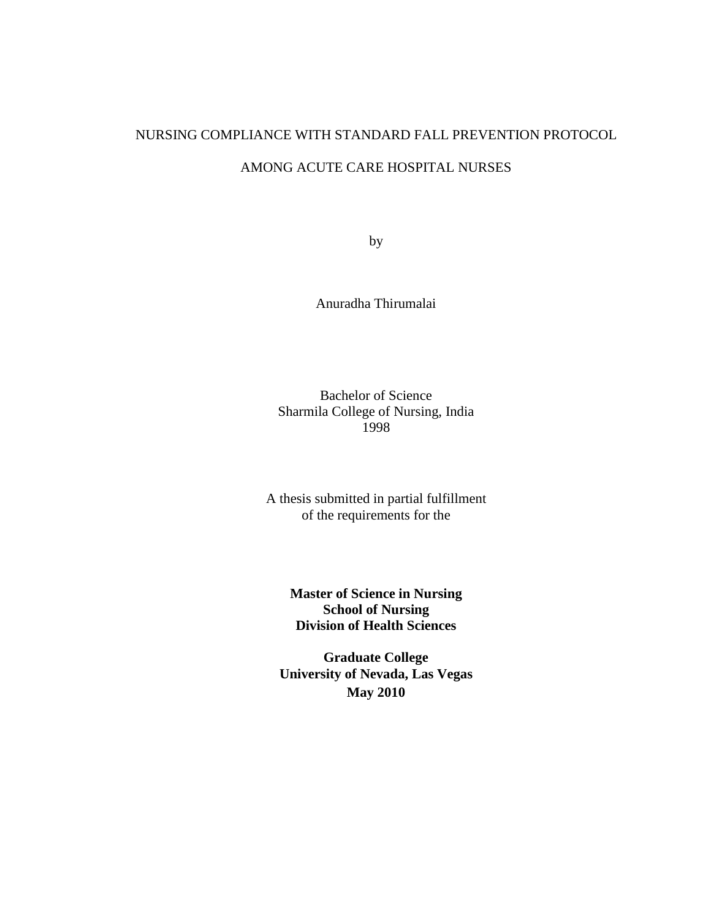NURSING COMPLIANCE WITH STANDARD FALL PREVENTION PROTOCOL

AMONG ACUTE CARE HOSPITAL NURSES

by

Anuradha Thirumalai

Bachelor of Science
Sharmila College of Nursing, India
1998

A thesis submitted in partial fulfillment
of the requirements for the

**Master of Science in Nursing**
**School of Nursing**
**Division of Health Sciences**

**Graduate College**
**University of Nevada, Las Vegas**
**May 2010**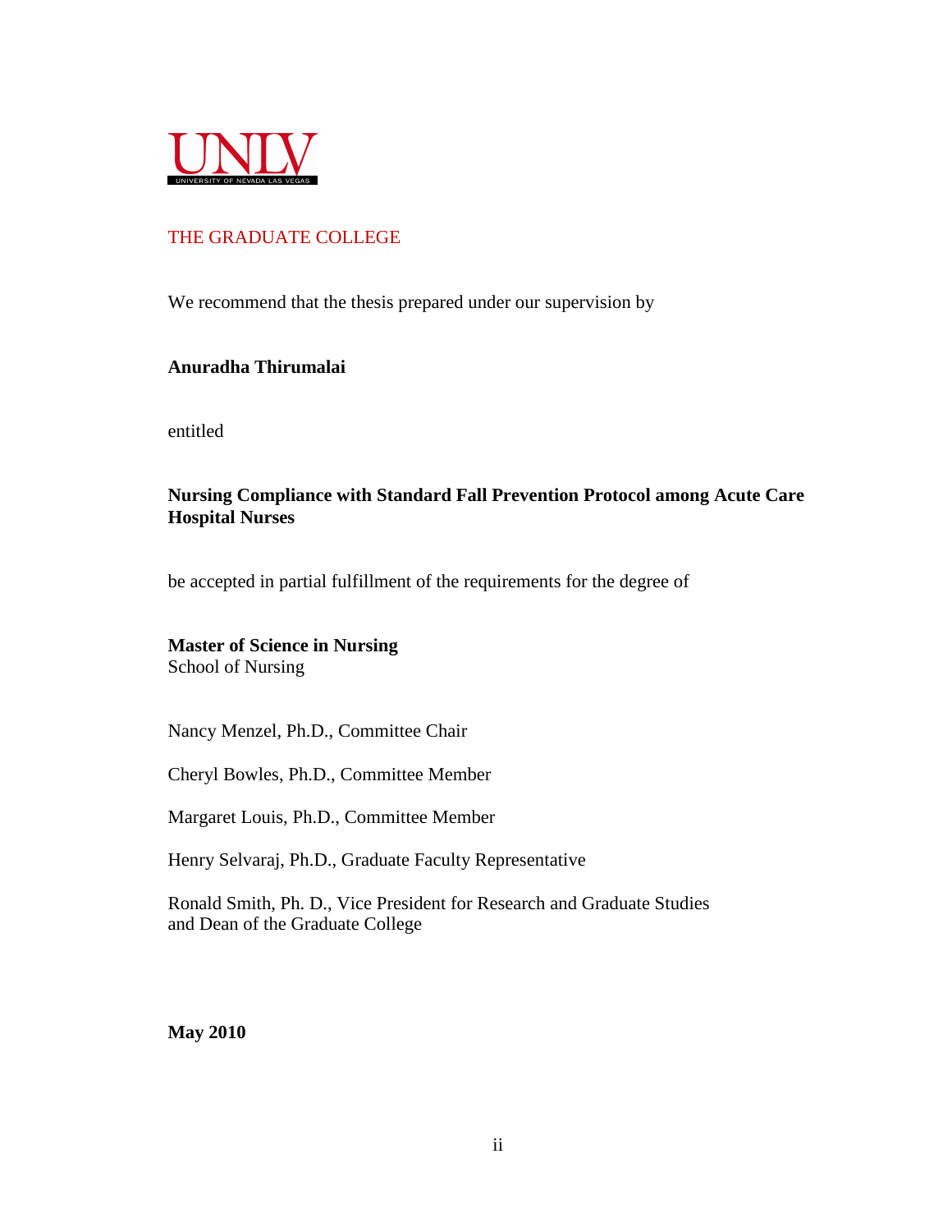UNLV
UNIVERSITY OF NEVADA LAS VEGAS

THE GRADUATE COLLEGE

We recommend that the thesis prepared under our supervision by

**Anuradha Thirumalai**

entitled

**Nursing Compliance with Standard Fall Prevention Protocol among Acute Care Hospital Nurses**

be accepted in partial fulfillment of the requirements for the degree of

**Master of Science in Nursing**
School of Nursing

Nancy Menzel, Ph.D., Committee Chair

Cheryl Bowles, Ph.D., Committee Member

Margaret Louis, Ph.D., Committee Member

Henry Selvaraj, Ph.D., Graduate Faculty Representative

Ronald Smith, Ph. D., Vice President for Research and Graduate Studies
and Dean of the Graduate College

**May 2010**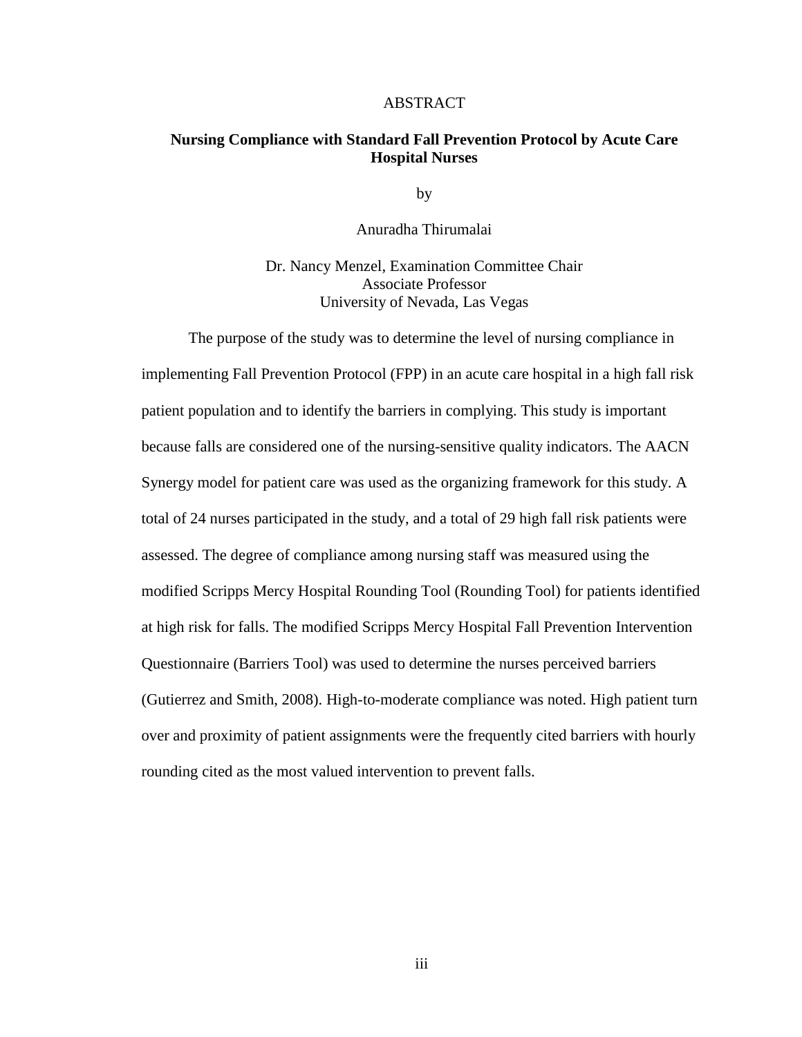# ABSTRACT

## Nursing Compliance with Standard Fall Prevention Protocol by Acute Care Hospital Nurses

by

Anuradha Thirumalai

Dr. Nancy Menzel, Examination Committee Chair
Associate Professor
University of Nevada, Las Vegas

The purpose of the study was to determine the level of nursing compliance in implementing Fall Prevention Protocol (FPP) in an acute care hospital in a high fall risk patient population and to identify the barriers in complying. This study is important because falls are considered one of the nursing-sensitive quality indicators. The AACN Synergy model for patient care was used as the organizing framework for this study. A total of 24 nurses participated in the study, and a total of 29 high fall risk patients were assessed. The degree of compliance among nursing staff was measured using the modified Scripps Mercy Hospital Rounding Tool (Rounding Tool) for patients identified at high risk for falls. The modified Scripps Mercy Hospital Fall Prevention Intervention Questionnaire (Barriers Tool) was used to determine the nurses perceived barriers (Gutierrez and Smith, 2008). High-to-moderate compliance was noted. High patient turn over and proximity of patient assignments were the frequently cited barriers with hourly rounding cited as the most valued intervention to prevent falls.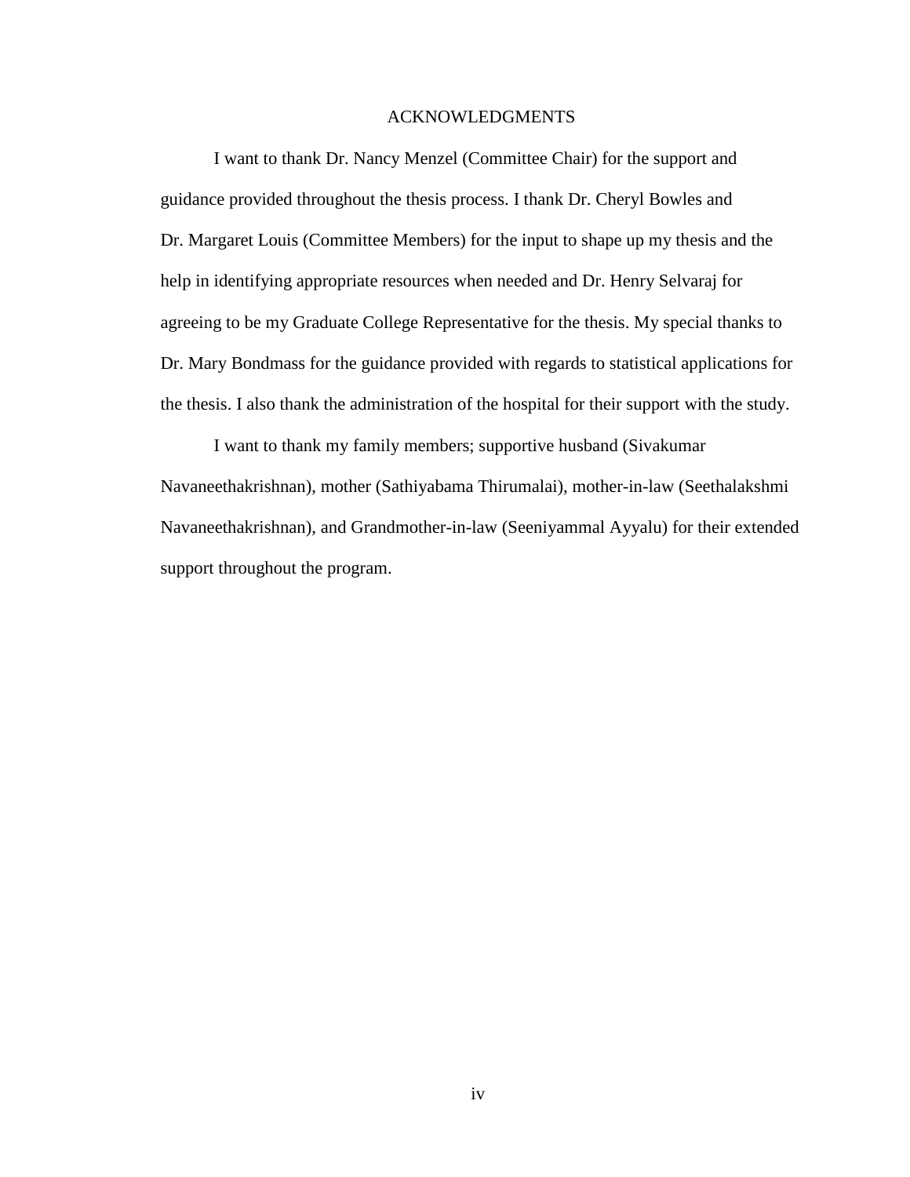# ACKNOWLEDGMENTS

I want to thank Dr. Nancy Menzel (Committee Chair) for the support and guidance provided throughout the thesis process. I thank Dr. Cheryl Bowles and Dr. Margaret Louis (Committee Members) for the input to shape up my thesis and the help in identifying appropriate resources when needed and Dr. Henry Selvaraj for agreeing to be my Graduate College Representative for the thesis. My special thanks to Dr. Mary Bondmass for the guidance provided with regards to statistical applications for the thesis. I also thank the administration of the hospital for their support with the study.

I want to thank my family members; supportive husband (Sivakumar Navaneethakrishnan), mother (Sathiyabama Thirumalai), mother-in-law (Seethalakshmi Navaneethakrishnan), and Grandmother-in-law (Seeniyammal Ayyalu) for their extended support throughout the program.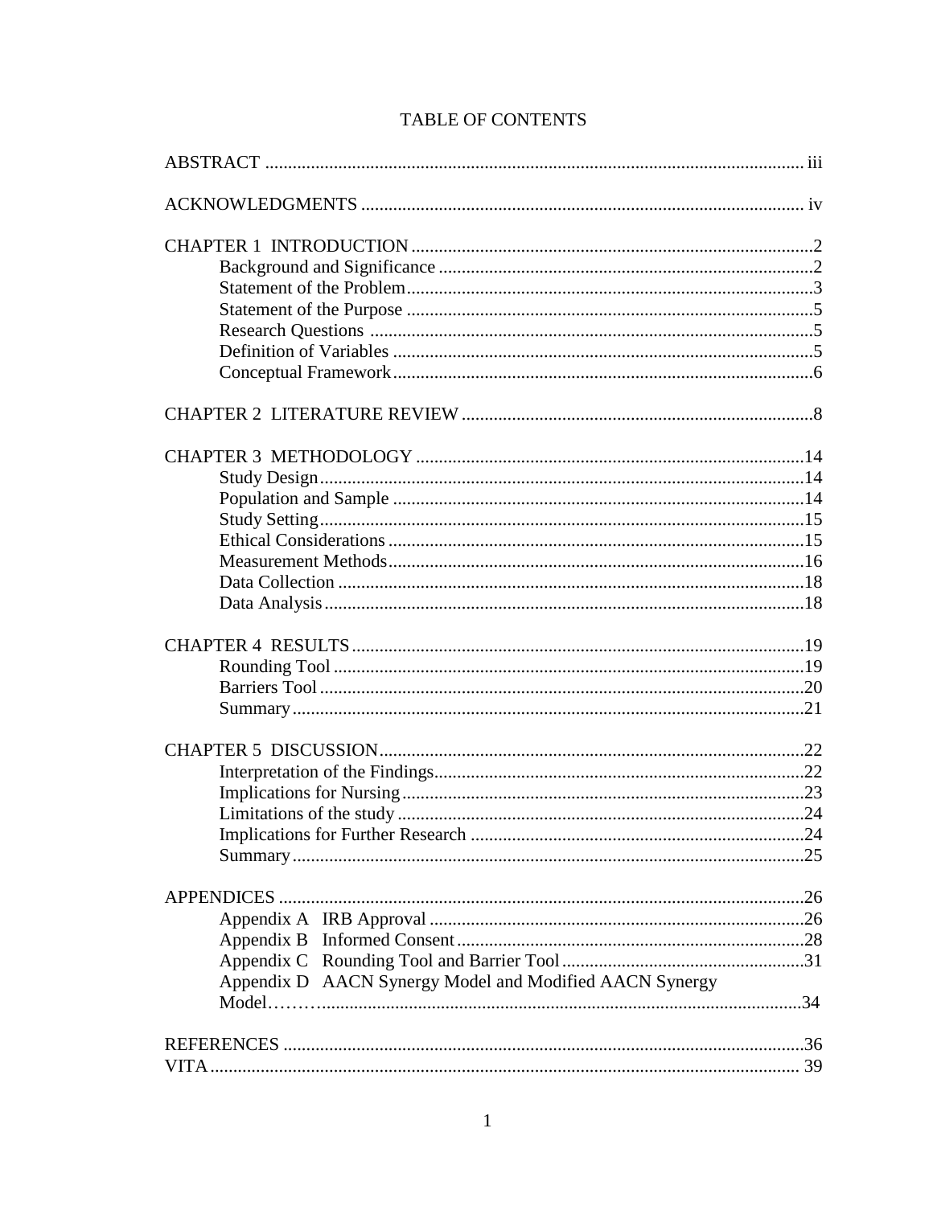# TABLE OF CONTENTS

ABSTRACT .................................................................................................................... iii

ACKNOWLEDGMENTS ................................................................................................ iv

CHAPTER 1 INTRODUCTION .......................................................................................2
- Background and Significance .................................................................................2
- Statement of the Problem.........................................................................................3
- Statement of the Purpose .........................................................................................5
- Research Questions ................................................................................................5
- Definition of Variables ...........................................................................................5
- Conceptual Framework...........................................................................................6

CHAPTER 2 LITERATURE REVIEW ............................................................................8

CHAPTER 3 METHODOLOGY .....................................................................................14
- Study Design..........................................................................................................14
- Population and Sample ..........................................................................................14
- Study Setting..........................................................................................................15
- Ethical Considerations ...........................................................................................15
- Measurement Methods............................................................................................16
- Data Collection ......................................................................................................18
- Data Analysis.........................................................................................................18

CHAPTER 4 RESULTS..................................................................................................19
- Rounding Tool ......................................................................................................19
- Barriers Tool .........................................................................................................20
- Summary...............................................................................................................21

CHAPTER 5 DISCUSSION.............................................................................................22
- Interpretation of the Findings.................................................................................22
- Implications for Nursing........................................................................................23
- Limitations of the study.........................................................................................24
- Implications for Further Research .........................................................................24
- Summary...............................................................................................................25

APPENDICES ..................................................................................................................26
- Appendix A IRB Approval ..................................................................................26
- Appendix B Informed Consent............................................................................28
- Appendix C Rounding Tool and Barrier Tool.....................................................31
- Appendix D AACN Synergy Model and Modified AACN Synergy Model……..........................................................................................................34

REFERENCES .................................................................................................................36

VITA................................................................................................................................ 39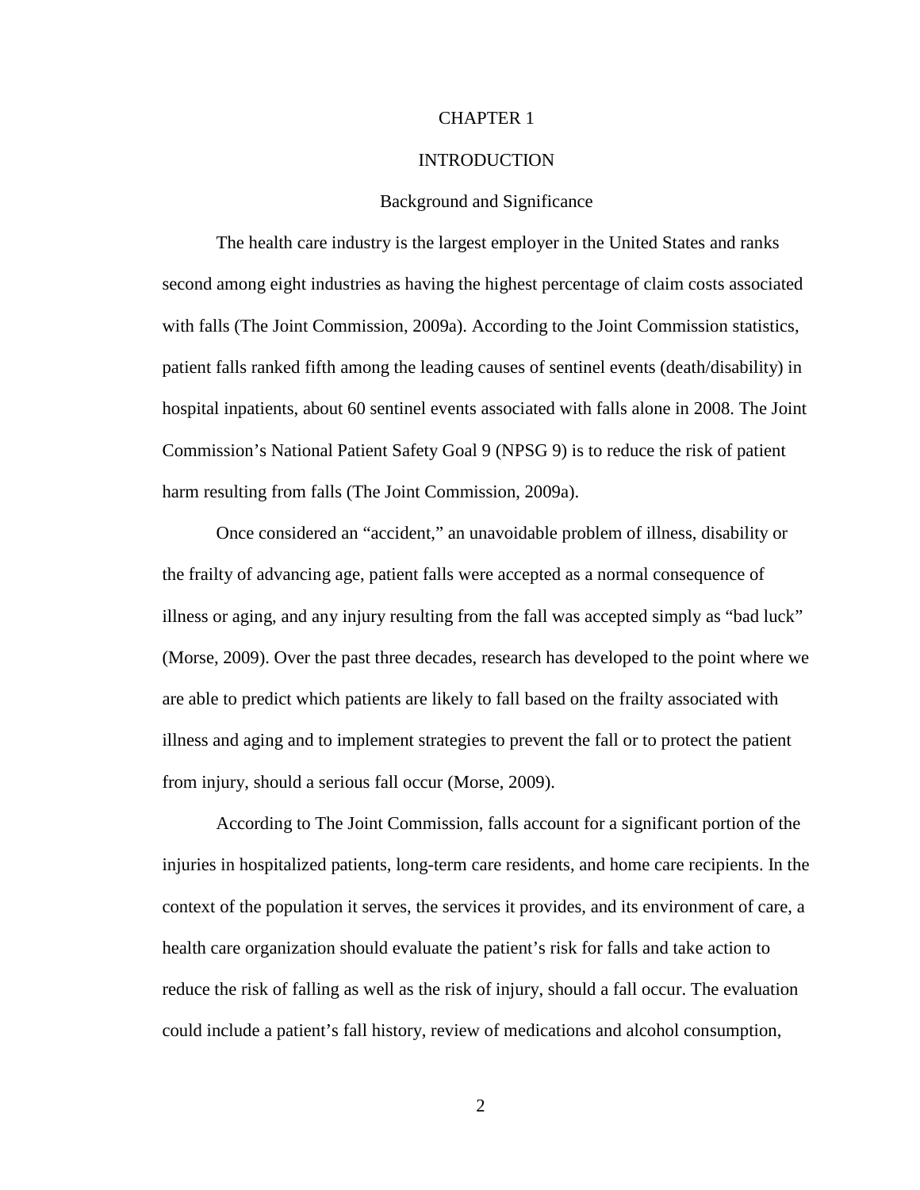# CHAPTER 1

# INTRODUCTION

## Background and Significance

The health care industry is the largest employer in the United States and ranks second among eight industries as having the highest percentage of claim costs associated with falls (The Joint Commission, 2009a). According to the Joint Commission statistics, patient falls ranked fifth among the leading causes of sentinel events (death/disability) in hospital inpatients, about 60 sentinel events associated with falls alone in 2008. The Joint Commission's National Patient Safety Goal 9 (NPSG 9) is to reduce the risk of patient harm resulting from falls (The Joint Commission, 2009a).

Once considered an "accident," an unavoidable problem of illness, disability or the frailty of advancing age, patient falls were accepted as a normal consequence of illness or aging, and any injury resulting from the fall was accepted simply as "bad luck" (Morse, 2009). Over the past three decades, research has developed to the point where we are able to predict which patients are likely to fall based on the frailty associated with illness and aging and to implement strategies to prevent the fall or to protect the patient from injury, should a serious fall occur (Morse, 2009).

According to The Joint Commission, falls account for a significant portion of the injuries in hospitalized patients, long-term care residents, and home care recipients. In the context of the population it serves, the services it provides, and its environment of care, a health care organization should evaluate the patient's risk for falls and take action to reduce the risk of falling as well as the risk of injury, should a fall occur. The evaluation could include a patient's fall history, review of medications and alcohol consumption,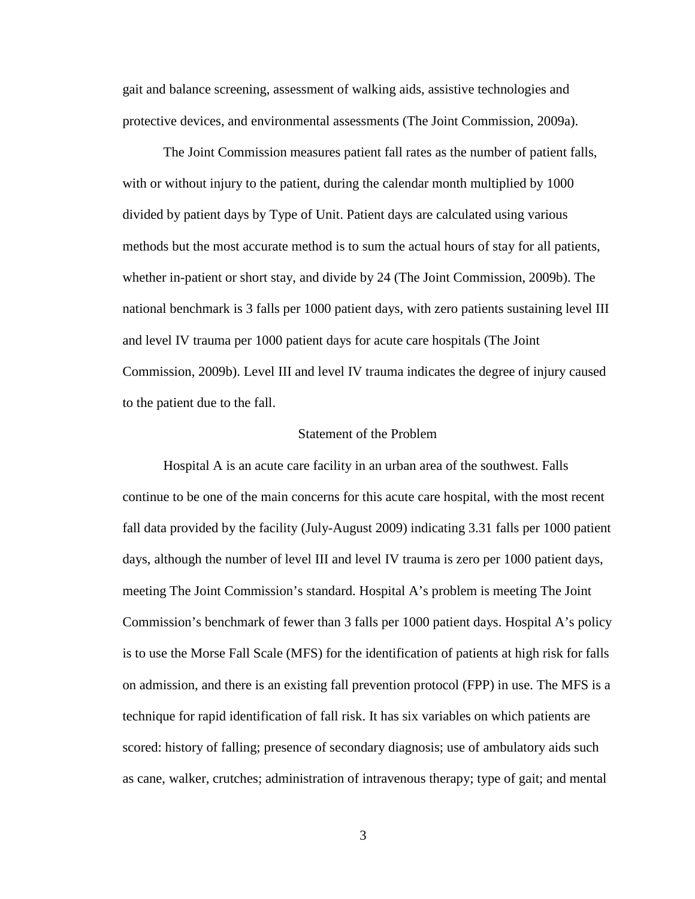gait and balance screening, assessment of walking aids, assistive technologies and protective devices, and environmental assessments (The Joint Commission, 2009a).

The Joint Commission measures patient fall rates as the number of patient falls, with or without injury to the patient, during the calendar month multiplied by 1000 divided by patient days by Type of Unit. Patient days are calculated using various methods but the most accurate method is to sum the actual hours of stay for all patients, whether in-patient or short stay, and divide by 24 (The Joint Commission, 2009b). The national benchmark is 3 falls per 1000 patient days, with zero patients sustaining level III and level IV trauma per 1000 patient days for acute care hospitals (The Joint Commission, 2009b). Level III and level IV trauma indicates the degree of injury caused to the patient due to the fall.

## Statement of the Problem

Hospital A is an acute care facility in an urban area of the southwest. Falls continue to be one of the main concerns for this acute care hospital, with the most recent fall data provided by the facility (July-August 2009) indicating 3.31 falls per 1000 patient days, although the number of level III and level IV trauma is zero per 1000 patient days, meeting The Joint Commission's standard. Hospital A's problem is meeting The Joint Commission's benchmark of fewer than 3 falls per 1000 patient days. Hospital A's policy is to use the Morse Fall Scale (MFS) for the identification of patients at high risk for falls on admission, and there is an existing fall prevention protocol (FPP) in use. The MFS is a technique for rapid identification of fall risk. It has six variables on which patients are scored: history of falling; presence of secondary diagnosis; use of ambulatory aids such as cane, walker, crutches; administration of intravenous therapy; type of gait; and mental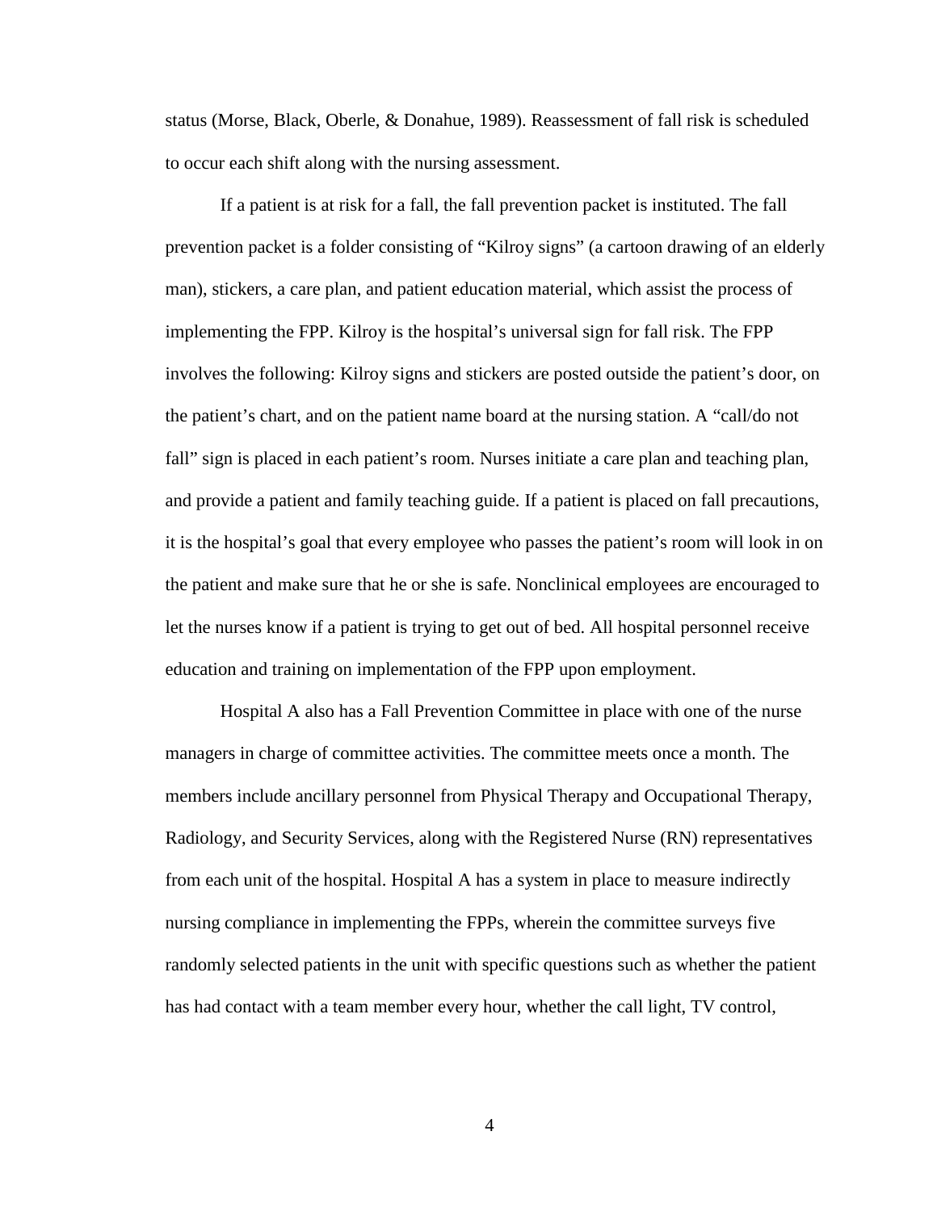status (Morse, Black, Oberle, & Donahue, 1989). Reassessment of fall risk is scheduled to occur each shift along with the nursing assessment.

If a patient is at risk for a fall, the fall prevention packet is instituted. The fall prevention packet is a folder consisting of “Kilroy signs” (a cartoon drawing of an elderly man), stickers, a care plan, and patient education material, which assist the process of implementing the FPP. Kilroy is the hospital’s universal sign for fall risk. The FPP involves the following: Kilroy signs and stickers are posted outside the patient’s door, on the patient’s chart, and on the patient name board at the nursing station. A “call/do not fall” sign is placed in each patient’s room. Nurses initiate a care plan and teaching plan, and provide a patient and family teaching guide. If a patient is placed on fall precautions, it is the hospital’s goal that every employee who passes the patient’s room will look in on the patient and make sure that he or she is safe. Nonclinical employees are encouraged to let the nurses know if a patient is trying to get out of bed. All hospital personnel receive education and training on implementation of the FPP upon employment.

Hospital A also has a Fall Prevention Committee in place with one of the nurse managers in charge of committee activities. The committee meets once a month. The members include ancillary personnel from Physical Therapy and Occupational Therapy, Radiology, and Security Services, along with the Registered Nurse (RN) representatives from each unit of the hospital. Hospital A has a system in place to measure indirectly nursing compliance in implementing the FPPs, wherein the committee surveys five randomly selected patients in the unit with specific questions such as whether the patient has had contact with a team member every hour, whether the call light, TV control,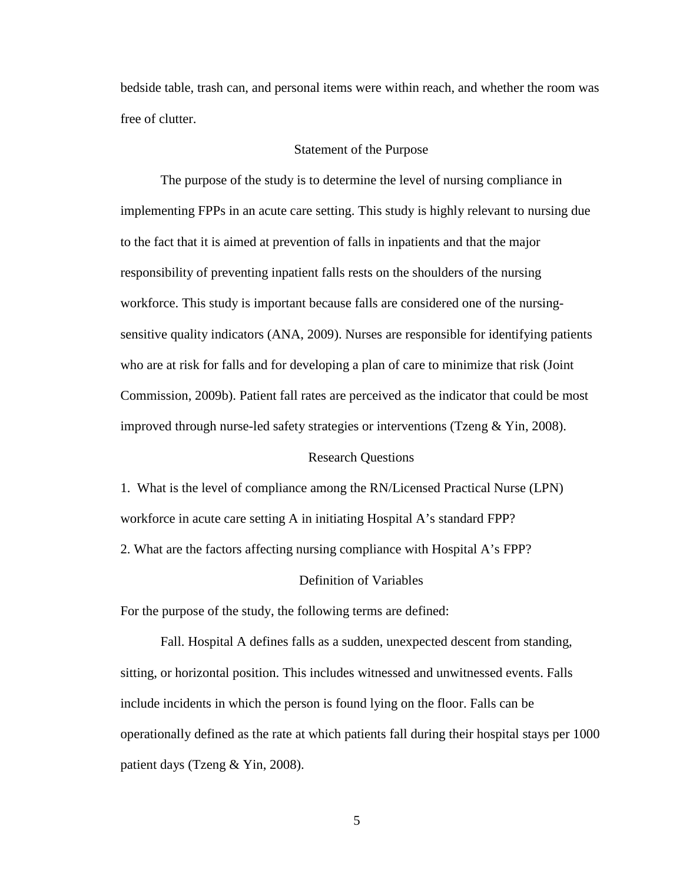bedside table, trash can, and personal items were within reach, and whether the room was free of clutter.

## Statement of the Purpose

The purpose of the study is to determine the level of nursing compliance in implementing FPPs in an acute care setting. This study is highly relevant to nursing due to the fact that it is aimed at prevention of falls in inpatients and that the major responsibility of preventing inpatient falls rests on the shoulders of the nursing workforce. This study is important because falls are considered one of the nursing-sensitive quality indicators (ANA, 2009). Nurses are responsible for identifying patients who are at risk for falls and for developing a plan of care to minimize that risk (Joint Commission, 2009b). Patient fall rates are perceived as the indicator that could be most improved through nurse-led safety strategies or interventions (Tzeng & Yin, 2008).

## Research Questions

1. What is the level of compliance among the RN/Licensed Practical Nurse (LPN) workforce in acute care setting A in initiating Hospital A's standard FPP?
2. What are the factors affecting nursing compliance with Hospital A's FPP?

## Definition of Variables

For the purpose of the study, the following terms are defined:

Fall. Hospital A defines falls as a sudden, unexpected descent from standing, sitting, or horizontal position. This includes witnessed and unwitnessed events. Falls include incidents in which the person is found lying on the floor. Falls can be operationally defined as the rate at which patients fall during their hospital stays per 1000 patient days (Tzeng & Yin, 2008).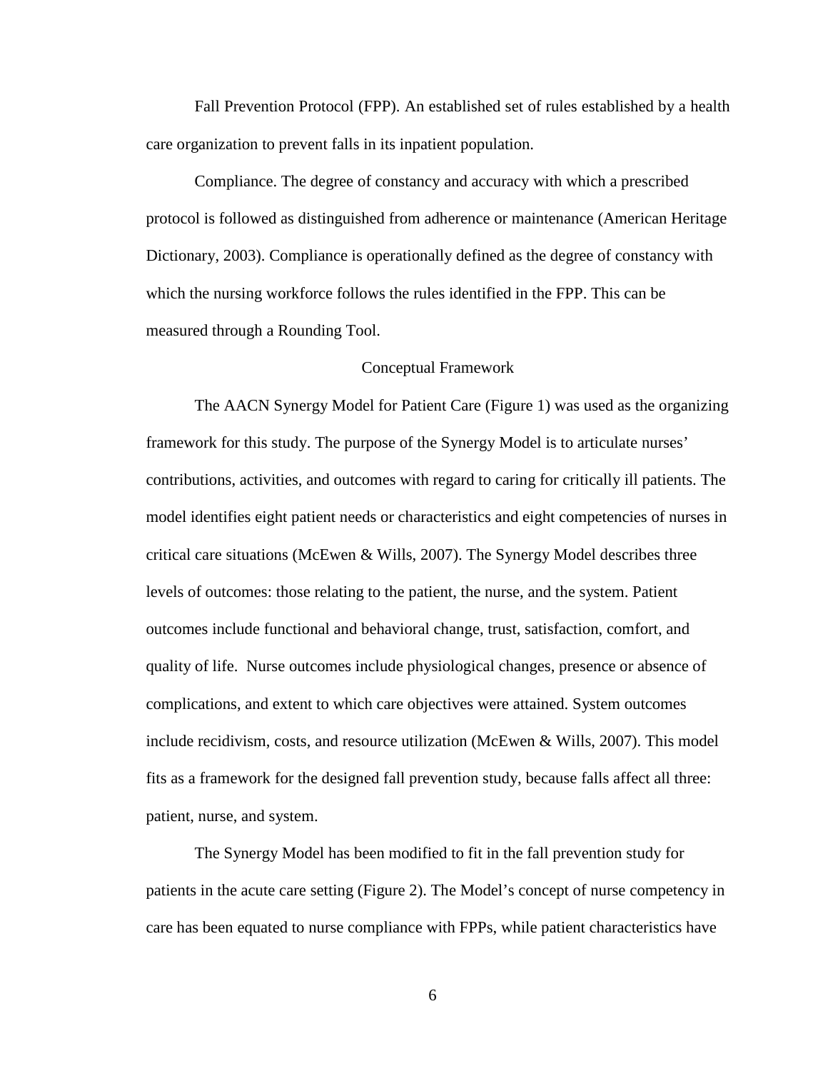Fall Prevention Protocol (FPP). An established set of rules established by a health care organization to prevent falls in its inpatient population.

Compliance. The degree of constancy and accuracy with which a prescribed protocol is followed as distinguished from adherence or maintenance (American Heritage Dictionary, 2003). Compliance is operationally defined as the degree of constancy with which the nursing workforce follows the rules identified in the FPP. This can be measured through a Rounding Tool.

## Conceptual Framework

The AACN Synergy Model for Patient Care (Figure 1) was used as the organizing framework for this study. The purpose of the Synergy Model is to articulate nurses' contributions, activities, and outcomes with regard to caring for critically ill patients. The model identifies eight patient needs or characteristics and eight competencies of nurses in critical care situations (McEwen & Wills, 2007). The Synergy Model describes three levels of outcomes: those relating to the patient, the nurse, and the system. Patient outcomes include functional and behavioral change, trust, satisfaction, comfort, and quality of life. Nurse outcomes include physiological changes, presence or absence of complications, and extent to which care objectives were attained. System outcomes include recidivism, costs, and resource utilization (McEwen & Wills, 2007). This model fits as a framework for the designed fall prevention study, because falls affect all three: patient, nurse, and system.

The Synergy Model has been modified to fit in the fall prevention study for patients in the acute care setting (Figure 2). The Model's concept of nurse competency in care has been equated to nurse compliance with FPPs, while patient characteristics have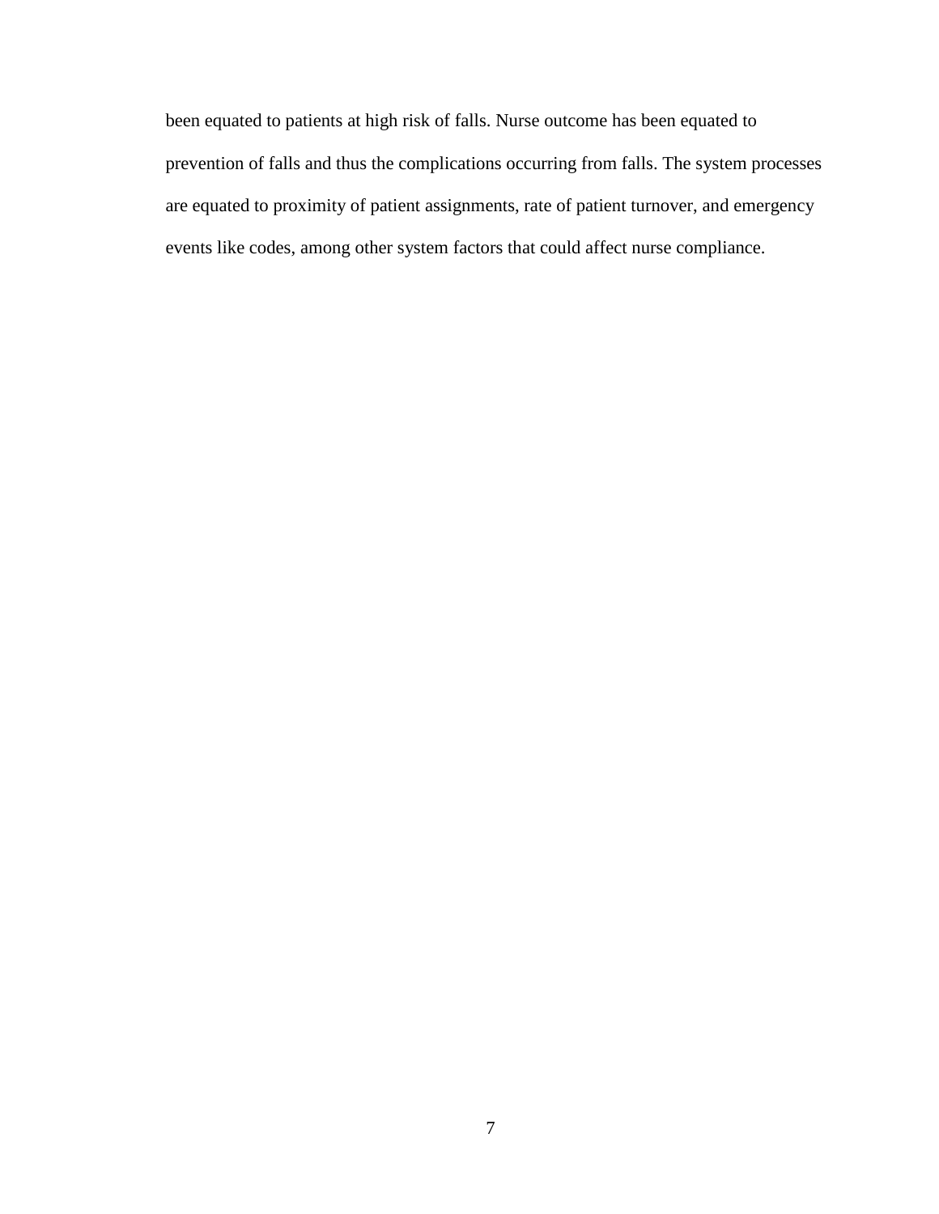been equated to patients at high risk of falls. Nurse outcome has been equated to prevention of falls and thus the complications occurring from falls. The system processes are equated to proximity of patient assignments, rate of patient turnover, and emergency events like codes, among other system factors that could affect nurse compliance.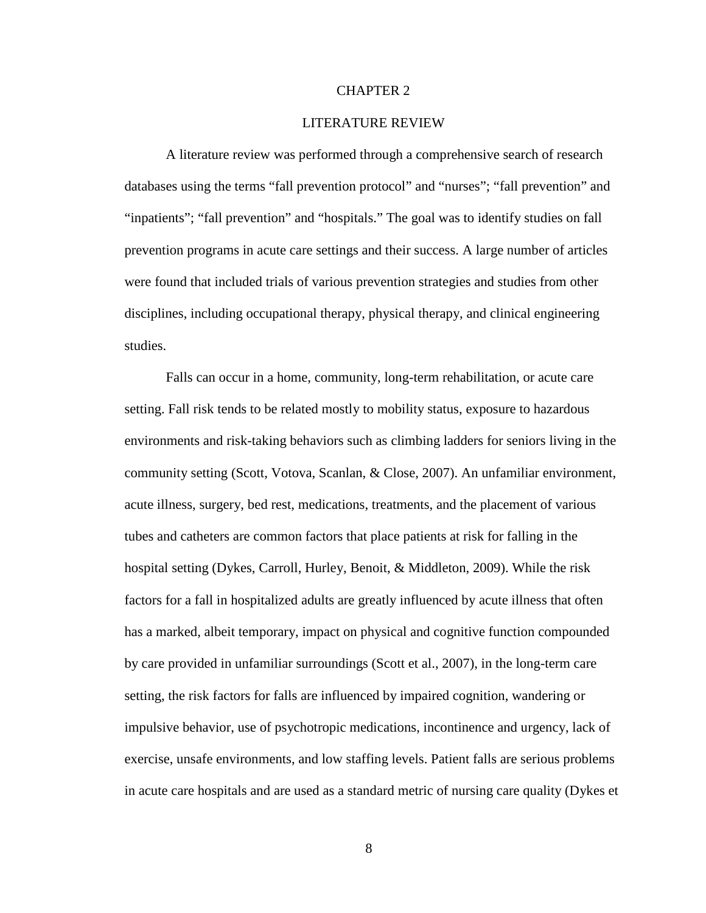# CHAPTER 2

## LITERATURE REVIEW

A literature review was performed through a comprehensive search of research databases using the terms "fall prevention protocol" and "nurses"; "fall prevention" and "inpatients"; "fall prevention" and "hospitals." The goal was to identify studies on fall prevention programs in acute care settings and their success. A large number of articles were found that included trials of various prevention strategies and studies from other disciplines, including occupational therapy, physical therapy, and clinical engineering studies.

Falls can occur in a home, community, long-term rehabilitation, or acute care setting. Fall risk tends to be related mostly to mobility status, exposure to hazardous environments and risk-taking behaviors such as climbing ladders for seniors living in the community setting (Scott, Votova, Scanlan, & Close, 2007). An unfamiliar environment, acute illness, surgery, bed rest, medications, treatments, and the placement of various tubes and catheters are common factors that place patients at risk for falling in the hospital setting (Dykes, Carroll, Hurley, Benoit, & Middleton, 2009). While the risk factors for a fall in hospitalized adults are greatly influenced by acute illness that often has a marked, albeit temporary, impact on physical and cognitive function compounded by care provided in unfamiliar surroundings (Scott et al., 2007), in the long-term care setting, the risk factors for falls are influenced by impaired cognition, wandering or impulsive behavior, use of psychotropic medications, incontinence and urgency, lack of exercise, unsafe environments, and low staffing levels. Patient falls are serious problems in acute care hospitals and are used as a standard metric of nursing care quality (Dykes et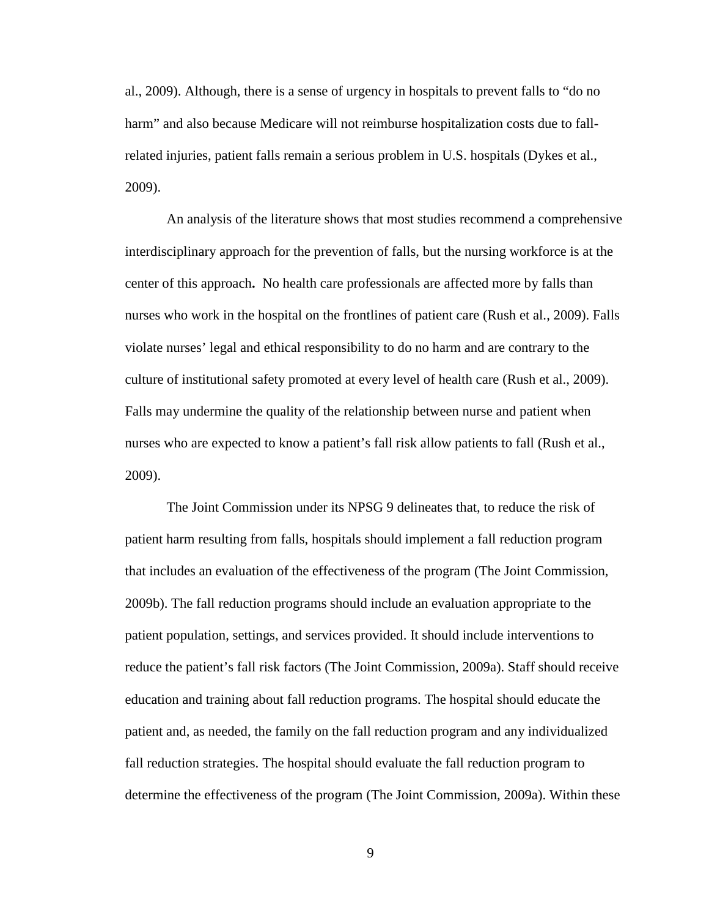al., 2009). Although, there is a sense of urgency in hospitals to prevent falls to "do no harm" and also because Medicare will not reimburse hospitalization costs due to fall-related injuries, patient falls remain a serious problem in U.S. hospitals (Dykes et al., 2009).

An analysis of the literature shows that most studies recommend a comprehensive interdisciplinary approach for the prevention of falls, but the nursing workforce is at the center of this approach**.** No health care professionals are affected more by falls than nurses who work in the hospital on the frontlines of patient care (Rush et al., 2009). Falls violate nurses' legal and ethical responsibility to do no harm and are contrary to the culture of institutional safety promoted at every level of health care (Rush et al., 2009). Falls may undermine the quality of the relationship between nurse and patient when nurses who are expected to know a patient's fall risk allow patients to fall (Rush et al., 2009).

The Joint Commission under its NPSG 9 delineates that, to reduce the risk of patient harm resulting from falls, hospitals should implement a fall reduction program that includes an evaluation of the effectiveness of the program (The Joint Commission, 2009b). The fall reduction programs should include an evaluation appropriate to the patient population, settings, and services provided. It should include interventions to reduce the patient's fall risk factors (The Joint Commission, 2009a). Staff should receive education and training about fall reduction programs. The hospital should educate the patient and, as needed, the family on the fall reduction program and any individualized fall reduction strategies. The hospital should evaluate the fall reduction program to determine the effectiveness of the program (The Joint Commission, 2009a). Within these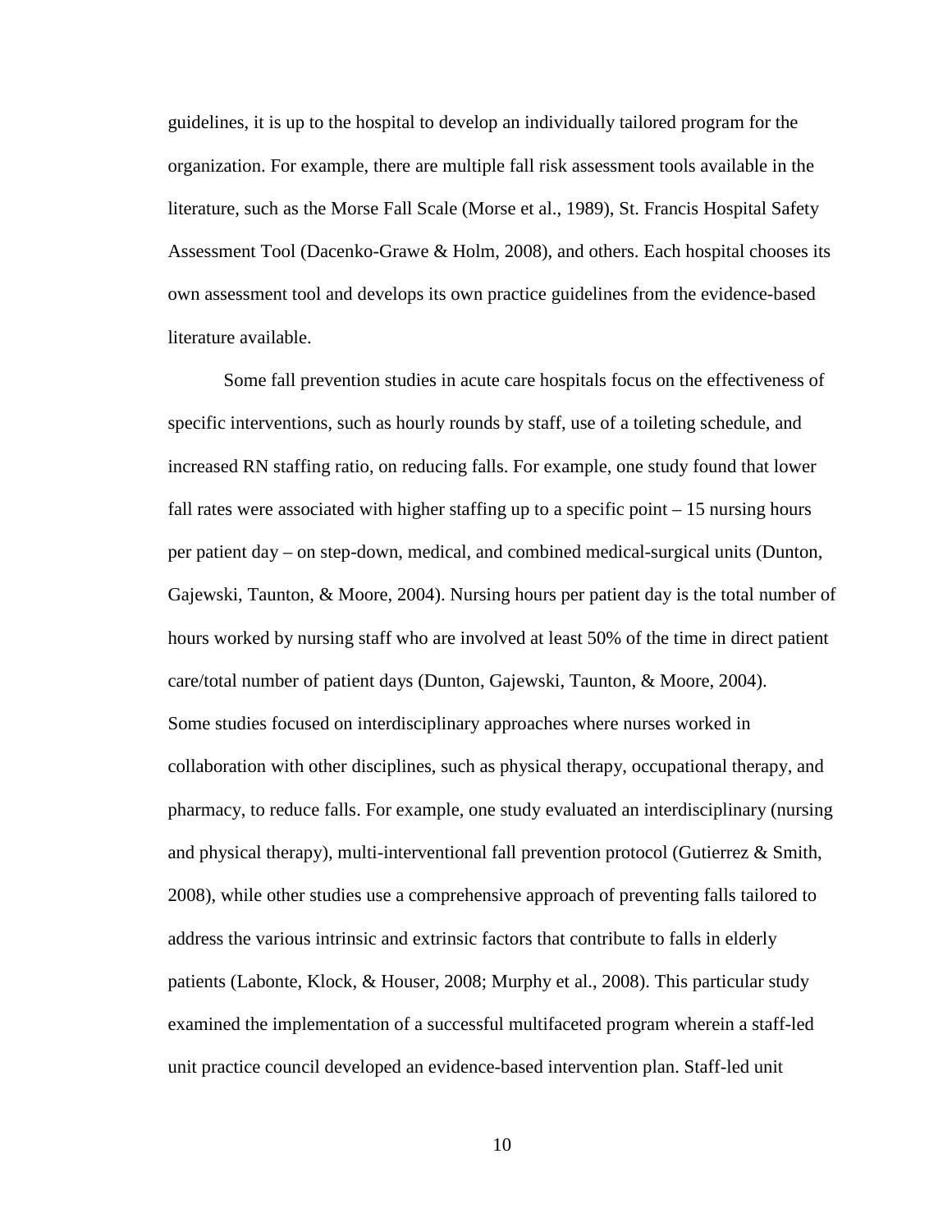guidelines, it is up to the hospital to develop an individually tailored program for the organization. For example, there are multiple fall risk assessment tools available in the literature, such as the Morse Fall Scale (Morse et al., 1989), St. Francis Hospital Safety Assessment Tool (Dacenko-Grawe & Holm, 2008), and others. Each hospital chooses its own assessment tool and develops its own practice guidelines from the evidence-based literature available.

Some fall prevention studies in acute care hospitals focus on the effectiveness of specific interventions, such as hourly rounds by staff, use of a toileting schedule, and increased RN staffing ratio, on reducing falls. For example, one study found that lower fall rates were associated with higher staffing up to a specific point – 15 nursing hours per patient day – on step-down, medical, and combined medical-surgical units (Dunton, Gajewski, Taunton, & Moore, 2004). Nursing hours per patient day is the total number of hours worked by nursing staff who are involved at least 50% of the time in direct patient care/total number of patient days (Dunton, Gajewski, Taunton, & Moore, 2004). Some studies focused on interdisciplinary approaches where nurses worked in collaboration with other disciplines, such as physical therapy, occupational therapy, and pharmacy, to reduce falls. For example, one study evaluated an interdisciplinary (nursing and physical therapy), multi-interventional fall prevention protocol (Gutierrez & Smith, 2008), while other studies use a comprehensive approach of preventing falls tailored to address the various intrinsic and extrinsic factors that contribute to falls in elderly patients (Labonte, Klock, & Houser, 2008; Murphy et al., 2008). This particular study examined the implementation of a successful multifaceted program wherein a staff-led unit practice council developed an evidence-based intervention plan. Staff-led unit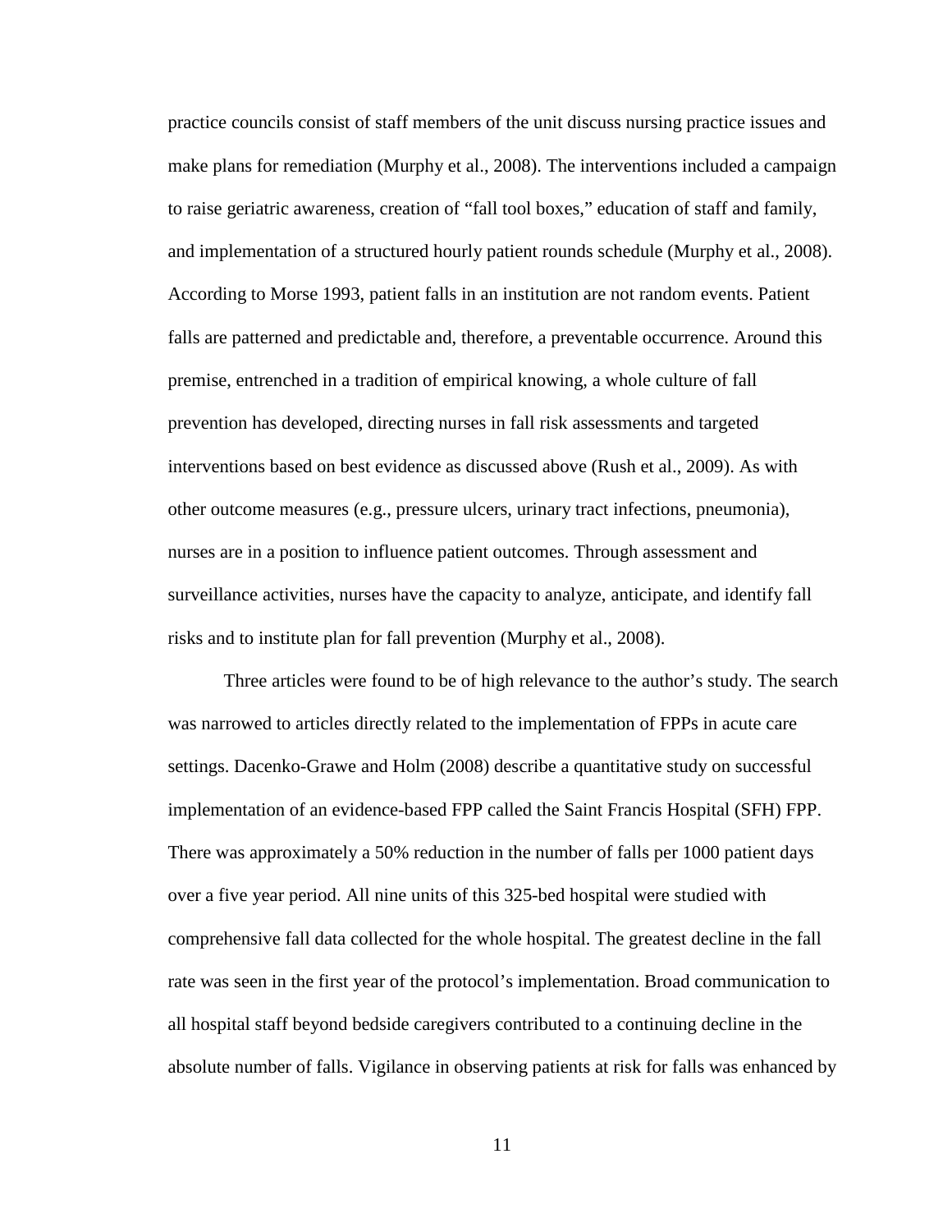practice councils consist of staff members of the unit discuss nursing practice issues and make plans for remediation (Murphy et al., 2008). The interventions included a campaign to raise geriatric awareness, creation of "fall tool boxes," education of staff and family, and implementation of a structured hourly patient rounds schedule (Murphy et al., 2008). According to Morse 1993, patient falls in an institution are not random events. Patient falls are patterned and predictable and, therefore, a preventable occurrence. Around this premise, entrenched in a tradition of empirical knowing, a whole culture of fall prevention has developed, directing nurses in fall risk assessments and targeted interventions based on best evidence as discussed above (Rush et al., 2009). As with other outcome measures (e.g., pressure ulcers, urinary tract infections, pneumonia), nurses are in a position to influence patient outcomes. Through assessment and surveillance activities, nurses have the capacity to analyze, anticipate, and identify fall risks and to institute plan for fall prevention (Murphy et al., 2008).

Three articles were found to be of high relevance to the author's study. The search was narrowed to articles directly related to the implementation of FPPs in acute care settings. Dacenko-Grawe and Holm (2008) describe a quantitative study on successful implementation of an evidence-based FPP called the Saint Francis Hospital (SFH) FPP. There was approximately a 50% reduction in the number of falls per 1000 patient days over a five year period. All nine units of this 325-bed hospital were studied with comprehensive fall data collected for the whole hospital. The greatest decline in the fall rate was seen in the first year of the protocol's implementation. Broad communication to all hospital staff beyond bedside caregivers contributed to a continuing decline in the absolute number of falls. Vigilance in observing patients at risk for falls was enhanced by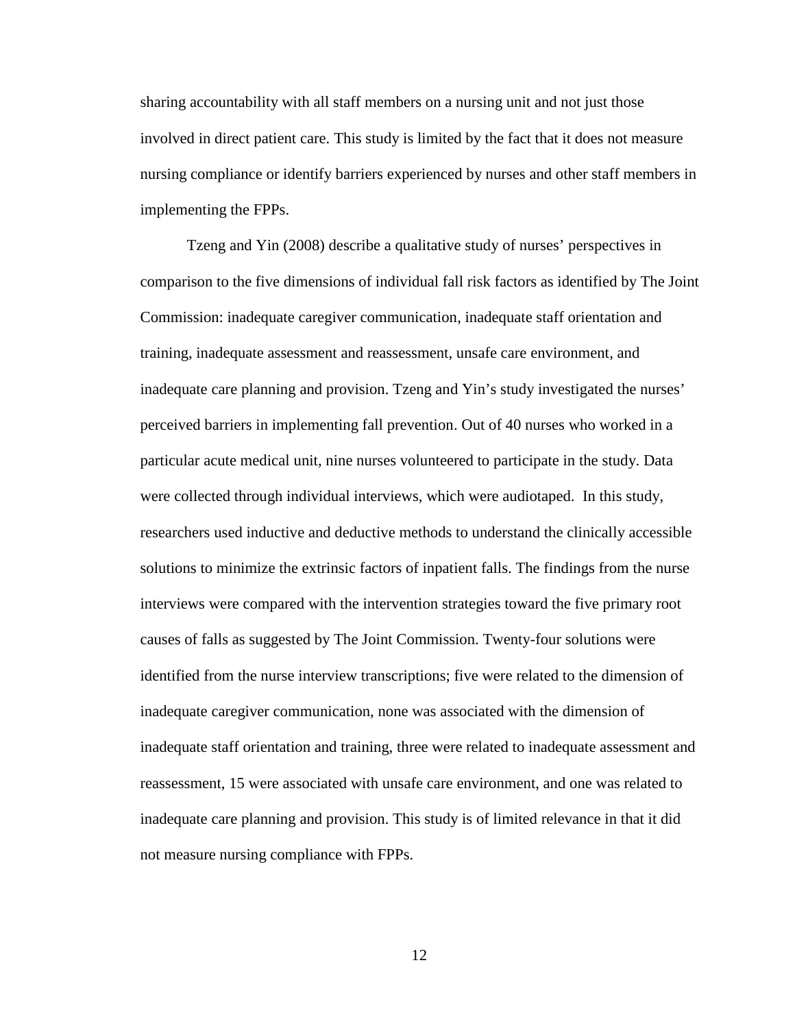sharing accountability with all staff members on a nursing unit and not just those involved in direct patient care. This study is limited by the fact that it does not measure nursing compliance or identify barriers experienced by nurses and other staff members in implementing the FPPs.

Tzeng and Yin (2008) describe a qualitative study of nurses' perspectives in comparison to the five dimensions of individual fall risk factors as identified by The Joint Commission: inadequate caregiver communication, inadequate staff orientation and training, inadequate assessment and reassessment, unsafe care environment, and inadequate care planning and provision. Tzeng and Yin's study investigated the nurses' perceived barriers in implementing fall prevention. Out of 40 nurses who worked in a particular acute medical unit, nine nurses volunteered to participate in the study. Data were collected through individual interviews, which were audiotaped. In this study, researchers used inductive and deductive methods to understand the clinically accessible solutions to minimize the extrinsic factors of inpatient falls. The findings from the nurse interviews were compared with the intervention strategies toward the five primary root causes of falls as suggested by The Joint Commission. Twenty-four solutions were identified from the nurse interview transcriptions; five were related to the dimension of inadequate caregiver communication, none was associated with the dimension of inadequate staff orientation and training, three were related to inadequate assessment and reassessment, 15 were associated with unsafe care environment, and one was related to inadequate care planning and provision. This study is of limited relevance in that it did not measure nursing compliance with FPPs.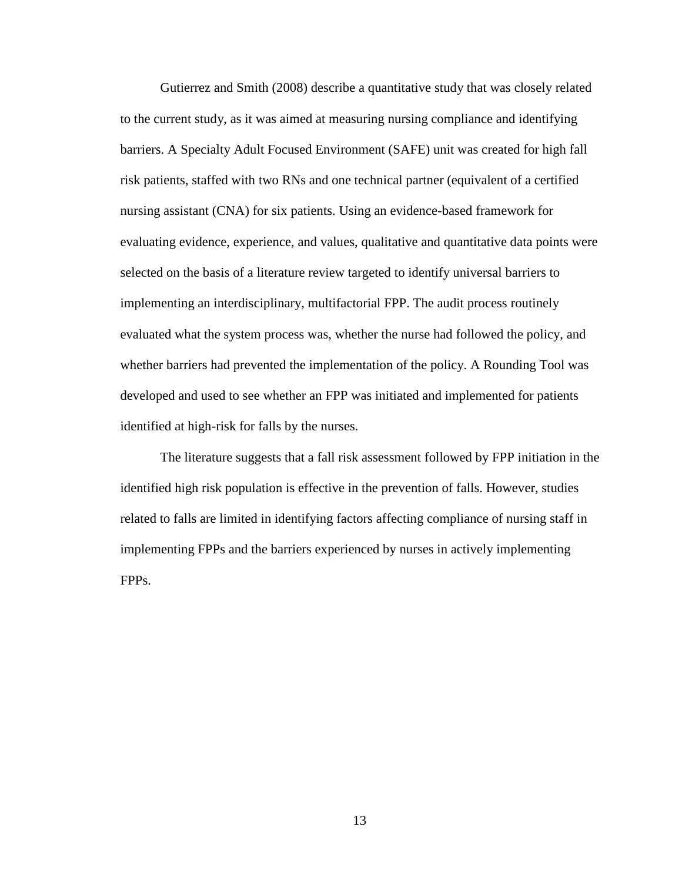Gutierrez and Smith (2008) describe a quantitative study that was closely related to the current study, as it was aimed at measuring nursing compliance and identifying barriers. A Specialty Adult Focused Environment (SAFE) unit was created for high fall risk patients, staffed with two RNs and one technical partner (equivalent of a certified nursing assistant (CNA) for six patients. Using an evidence-based framework for evaluating evidence, experience, and values, qualitative and quantitative data points were selected on the basis of a literature review targeted to identify universal barriers to implementing an interdisciplinary, multifactorial FPP. The audit process routinely evaluated what the system process was, whether the nurse had followed the policy, and whether barriers had prevented the implementation of the policy. A Rounding Tool was developed and used to see whether an FPP was initiated and implemented for patients identified at high-risk for falls by the nurses.

The literature suggests that a fall risk assessment followed by FPP initiation in the identified high risk population is effective in the prevention of falls. However, studies related to falls are limited in identifying factors affecting compliance of nursing staff in implementing FPPs and the barriers experienced by nurses in actively implementing FPPs.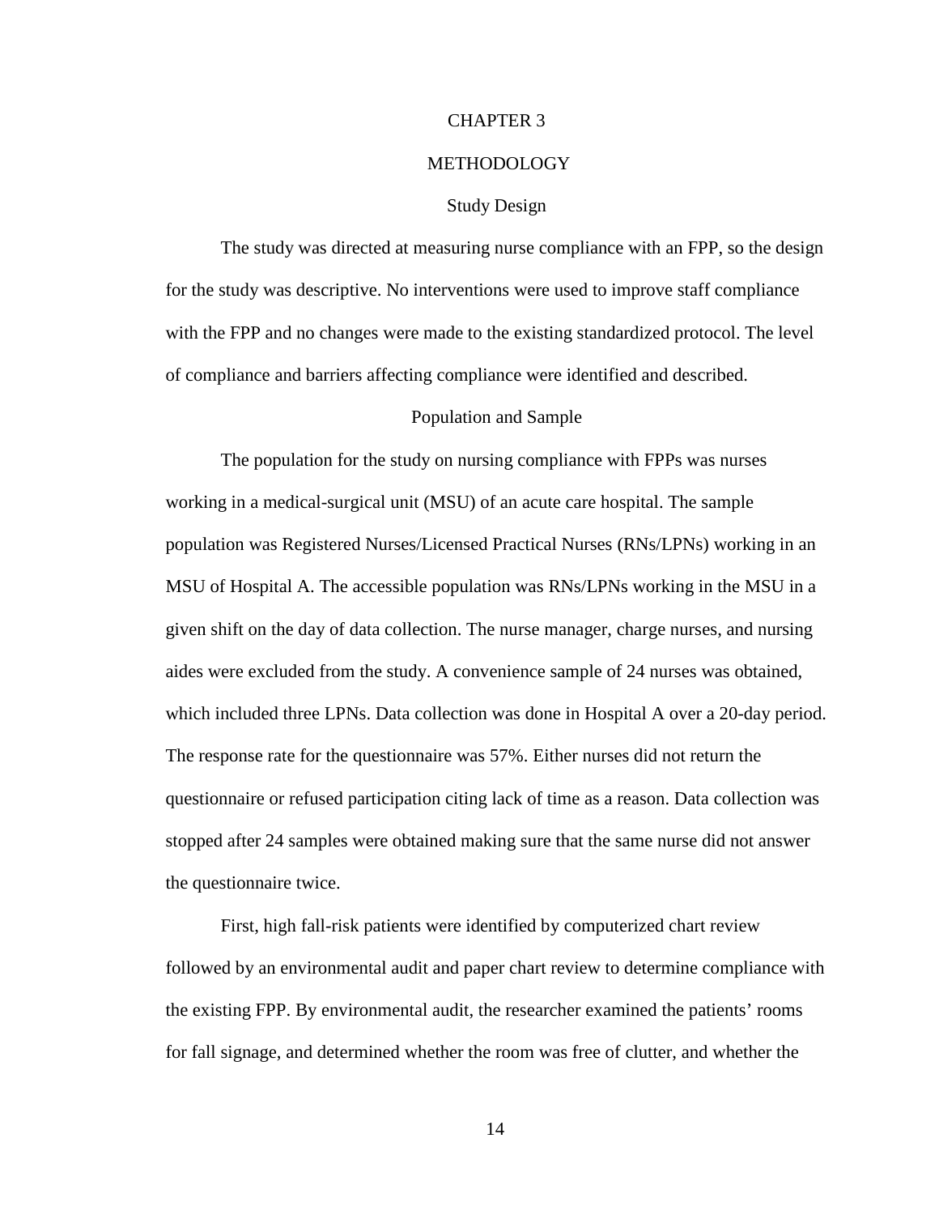# CHAPTER 3

# METHODOLOGY

## Study Design

The study was directed at measuring nurse compliance with an FPP, so the design for the study was descriptive. No interventions were used to improve staff compliance with the FPP and no changes were made to the existing standardized protocol. The level of compliance and barriers affecting compliance were identified and described.

## Population and Sample

The population for the study on nursing compliance with FPPs was nurses working in a medical-surgical unit (MSU) of an acute care hospital. The sample population was Registered Nurses/Licensed Practical Nurses (RNs/LPNs) working in an MSU of Hospital A. The accessible population was RNs/LPNs working in the MSU in a given shift on the day of data collection. The nurse manager, charge nurses, and nursing aides were excluded from the study. A convenience sample of 24 nurses was obtained, which included three LPNs. Data collection was done in Hospital A over a 20-day period. The response rate for the questionnaire was 57%. Either nurses did not return the questionnaire or refused participation citing lack of time as a reason. Data collection was stopped after 24 samples were obtained making sure that the same nurse did not answer the questionnaire twice.

First, high fall-risk patients were identified by computerized chart review followed by an environmental audit and paper chart review to determine compliance with the existing FPP. By environmental audit, the researcher examined the patients' rooms for fall signage, and determined whether the room was free of clutter, and whether the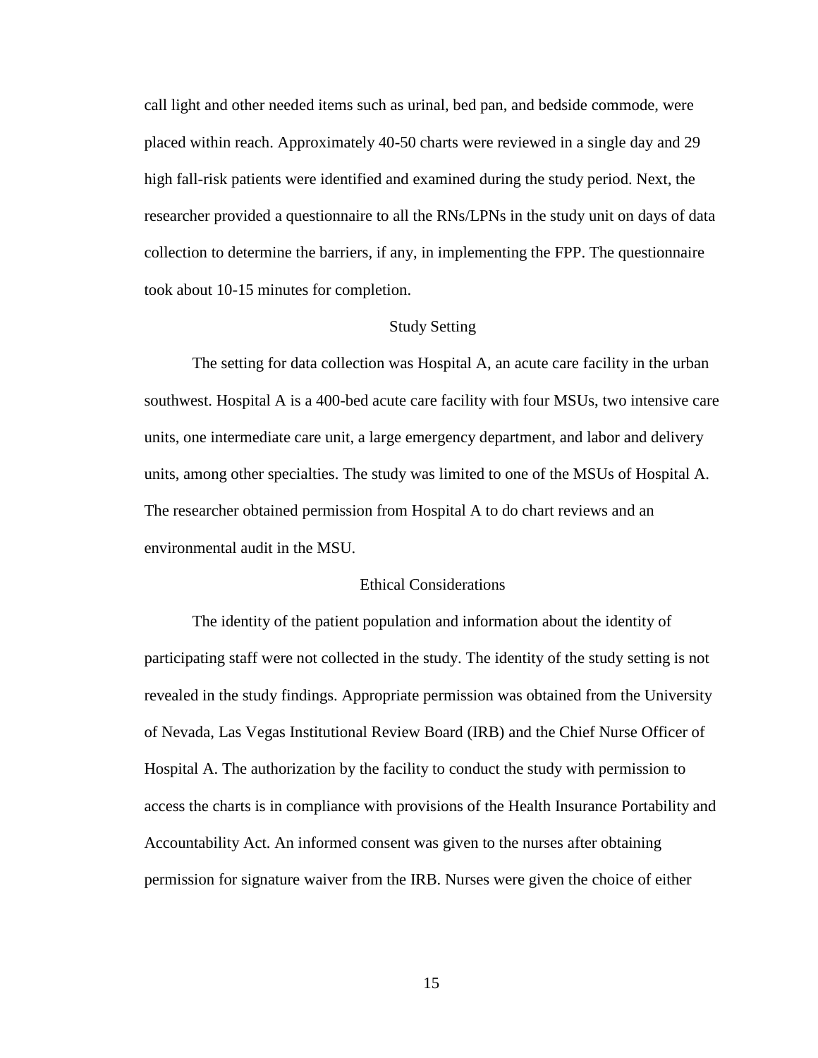call light and other needed items such as urinal, bed pan, and bedside commode, were placed within reach. Approximately 40-50 charts were reviewed in a single day and 29 high fall-risk patients were identified and examined during the study period. Next, the researcher provided a questionnaire to all the RNs/LPNs in the study unit on days of data collection to determine the barriers, if any, in implementing the FPP. The questionnaire took about 10-15 minutes for completion.

## Study Setting

The setting for data collection was Hospital A, an acute care facility in the urban southwest. Hospital A is a 400-bed acute care facility with four MSUs, two intensive care units, one intermediate care unit, a large emergency department, and labor and delivery units, among other specialties. The study was limited to one of the MSUs of Hospital A. The researcher obtained permission from Hospital A to do chart reviews and an environmental audit in the MSU.

## Ethical Considerations

The identity of the patient population and information about the identity of participating staff were not collected in the study. The identity of the study setting is not revealed in the study findings. Appropriate permission was obtained from the University of Nevada, Las Vegas Institutional Review Board (IRB) and the Chief Nurse Officer of Hospital A. The authorization by the facility to conduct the study with permission to access the charts is in compliance with provisions of the Health Insurance Portability and Accountability Act. An informed consent was given to the nurses after obtaining permission for signature waiver from the IRB. Nurses were given the choice of either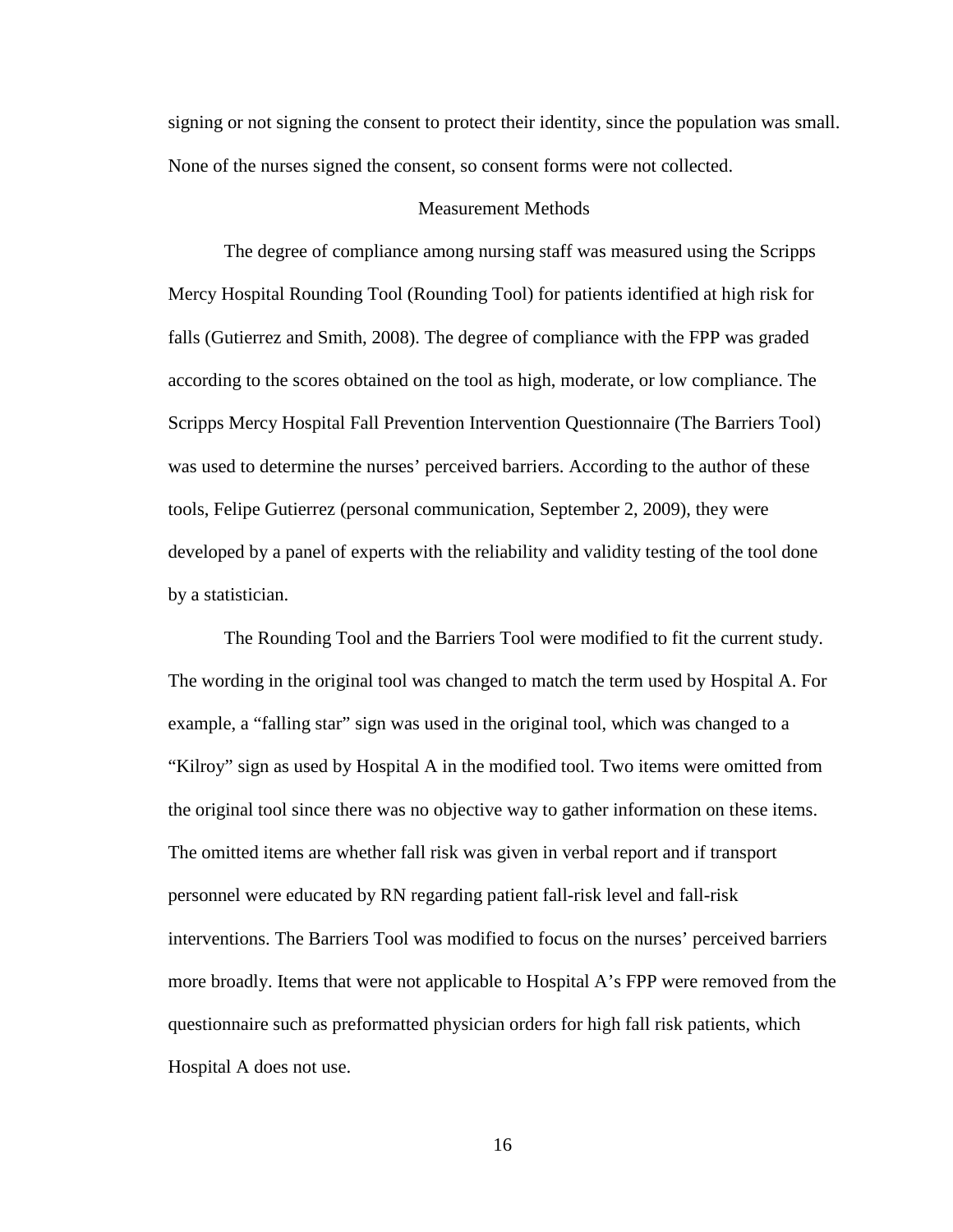signing or not signing the consent to protect their identity, since the population was small. None of the nurses signed the consent, so consent forms were not collected.

## Measurement Methods

The degree of compliance among nursing staff was measured using the Scripps Mercy Hospital Rounding Tool (Rounding Tool) for patients identified at high risk for falls (Gutierrez and Smith, 2008). The degree of compliance with the FPP was graded according to the scores obtained on the tool as high, moderate, or low compliance. The Scripps Mercy Hospital Fall Prevention Intervention Questionnaire (The Barriers Tool) was used to determine the nurses' perceived barriers. According to the author of these tools, Felipe Gutierrez (personal communication, September 2, 2009), they were developed by a panel of experts with the reliability and validity testing of the tool done by a statistician.

The Rounding Tool and the Barriers Tool were modified to fit the current study. The wording in the original tool was changed to match the term used by Hospital A. For example, a "falling star" sign was used in the original tool, which was changed to a "Kilroy" sign as used by Hospital A in the modified tool. Two items were omitted from the original tool since there was no objective way to gather information on these items. The omitted items are whether fall risk was given in verbal report and if transport personnel were educated by RN regarding patient fall-risk level and fall-risk interventions. The Barriers Tool was modified to focus on the nurses' perceived barriers more broadly. Items that were not applicable to Hospital A's FPP were removed from the questionnaire such as preformatted physician orders for high fall risk patients, which Hospital A does not use.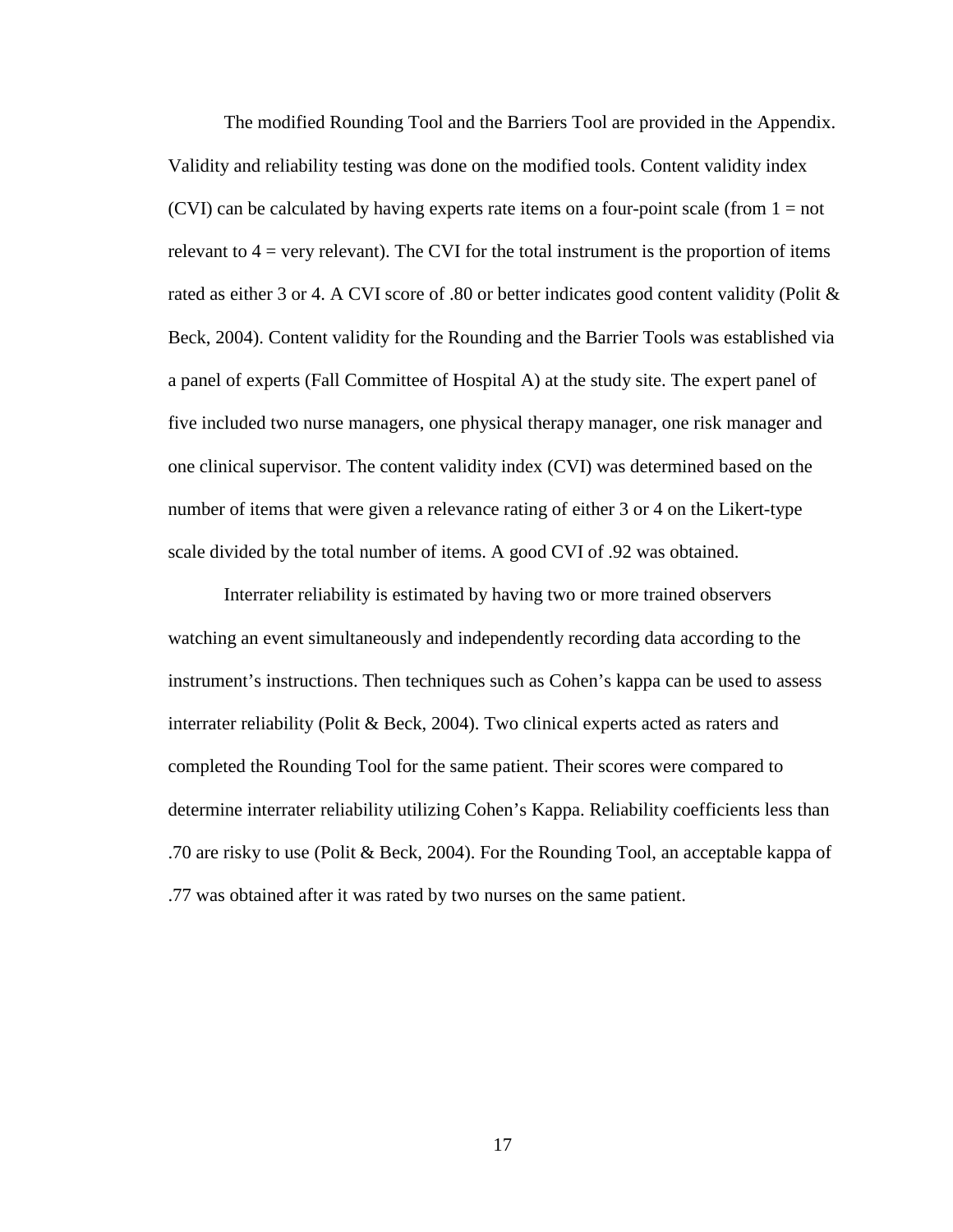The modified Rounding Tool and the Barriers Tool are provided in the Appendix. Validity and reliability testing was done on the modified tools. Content validity index (CVI) can be calculated by having experts rate items on a four-point scale (from 1 = not relevant to 4 = very relevant). The CVI for the total instrument is the proportion of items rated as either 3 or 4. A CVI score of .80 or better indicates good content validity (Polit & Beck, 2004). Content validity for the Rounding and the Barrier Tools was established via a panel of experts (Fall Committee of Hospital A) at the study site. The expert panel of five included two nurse managers, one physical therapy manager, one risk manager and one clinical supervisor. The content validity index (CVI) was determined based on the number of items that were given a relevance rating of either 3 or 4 on the Likert-type scale divided by the total number of items. A good CVI of .92 was obtained.

Interrater reliability is estimated by having two or more trained observers watching an event simultaneously and independently recording data according to the instrument's instructions. Then techniques such as Cohen's kappa can be used to assess interrater reliability (Polit & Beck, 2004). Two clinical experts acted as raters and completed the Rounding Tool for the same patient. Their scores were compared to determine interrater reliability utilizing Cohen's Kappa. Reliability coefficients less than .70 are risky to use (Polit & Beck, 2004). For the Rounding Tool, an acceptable kappa of .77 was obtained after it was rated by two nurses on the same patient.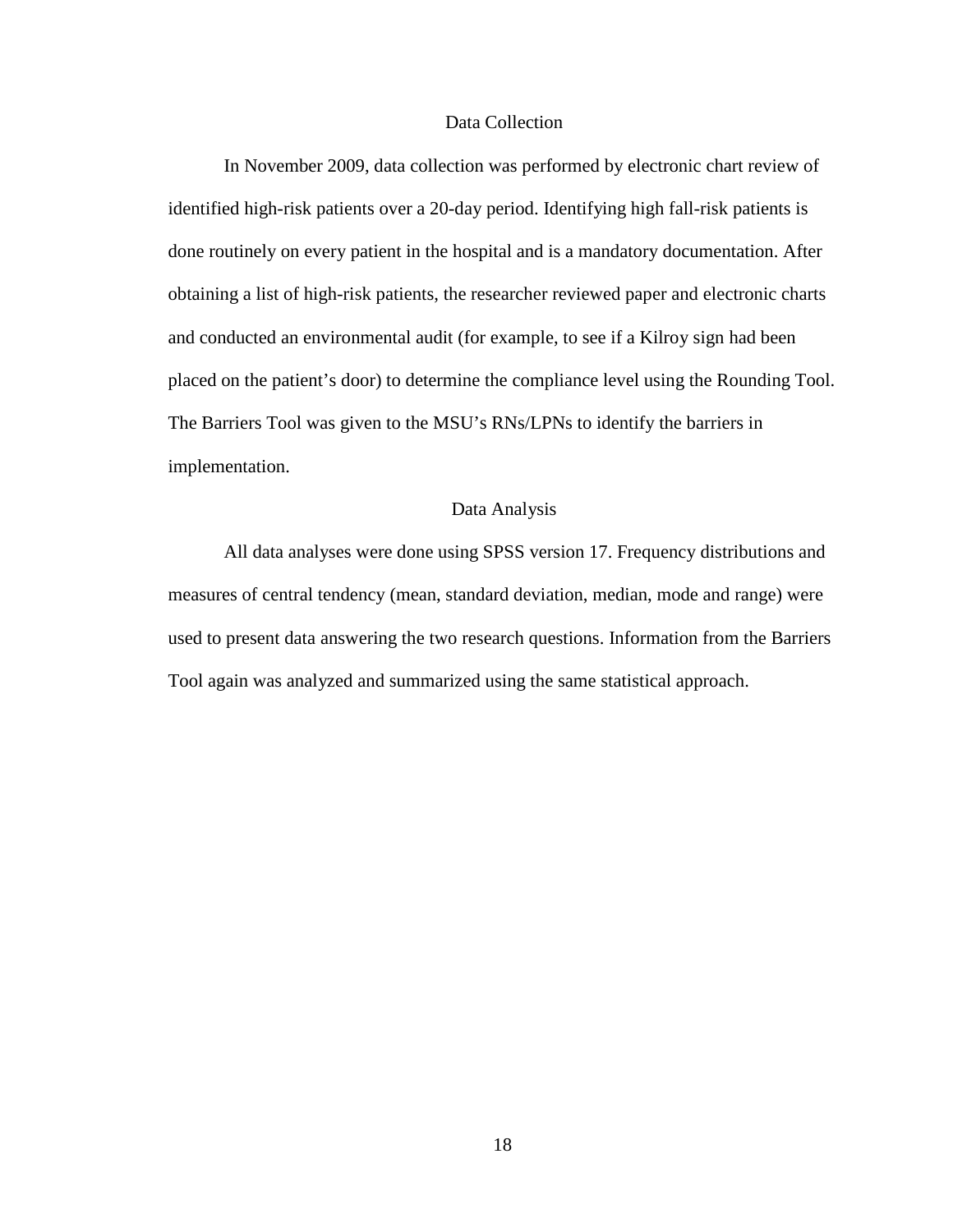## Data Collection

In November 2009, data collection was performed by electronic chart review of identified high-risk patients over a 20-day period. Identifying high fall-risk patients is done routinely on every patient in the hospital and is a mandatory documentation. After obtaining a list of high-risk patients, the researcher reviewed paper and electronic charts and conducted an environmental audit (for example, to see if a Kilroy sign had been placed on the patient's door) to determine the compliance level using the Rounding Tool. The Barriers Tool was given to the MSU's RNs/LPNs to identify the barriers in implementation.

## Data Analysis

All data analyses were done using SPSS version 17. Frequency distributions and measures of central tendency (mean, standard deviation, median, mode and range) were used to present data answering the two research questions. Information from the Barriers Tool again was analyzed and summarized using the same statistical approach.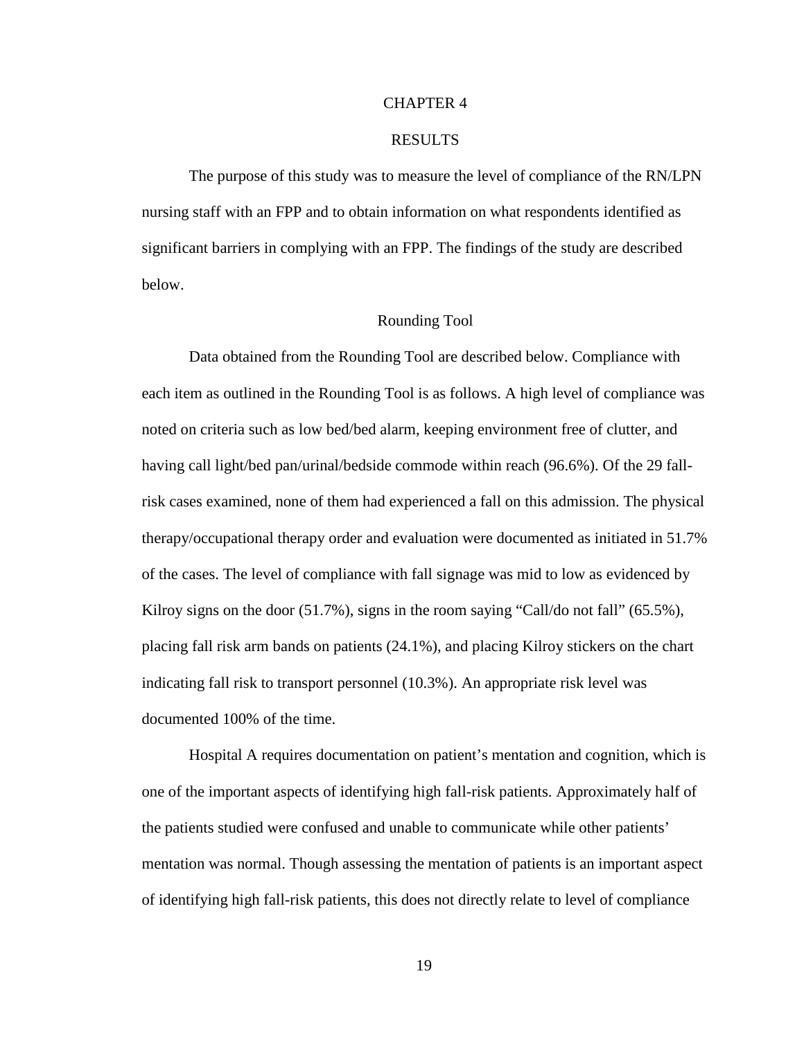# CHAPTER 4

# RESULTS

The purpose of this study was to measure the level of compliance of the RN/LPN nursing staff with an FPP and to obtain information on what respondents identified as significant barriers in complying with an FPP. The findings of the study are described below.

## Rounding Tool

Data obtained from the Rounding Tool are described below. Compliance with each item as outlined in the Rounding Tool is as follows. A high level of compliance was noted on criteria such as low bed/bed alarm, keeping environment free of clutter, and having call light/bed pan/urinal/bedside commode within reach (96.6%). Of the 29 fall-risk cases examined, none of them had experienced a fall on this admission. The physical therapy/occupational therapy order and evaluation were documented as initiated in 51.7% of the cases. The level of compliance with fall signage was mid to low as evidenced by Kilroy signs on the door (51.7%), signs in the room saying "Call/do not fall" (65.5%), placing fall risk arm bands on patients (24.1%), and placing Kilroy stickers on the chart indicating fall risk to transport personnel (10.3%). An appropriate risk level was documented 100% of the time.

Hospital A requires documentation on patient's mentation and cognition, which is one of the important aspects of identifying high fall-risk patients. Approximately half of the patients studied were confused and unable to communicate while other patients' mentation was normal. Though assessing the mentation of patients is an important aspect of identifying high fall-risk patients, this does not directly relate to level of compliance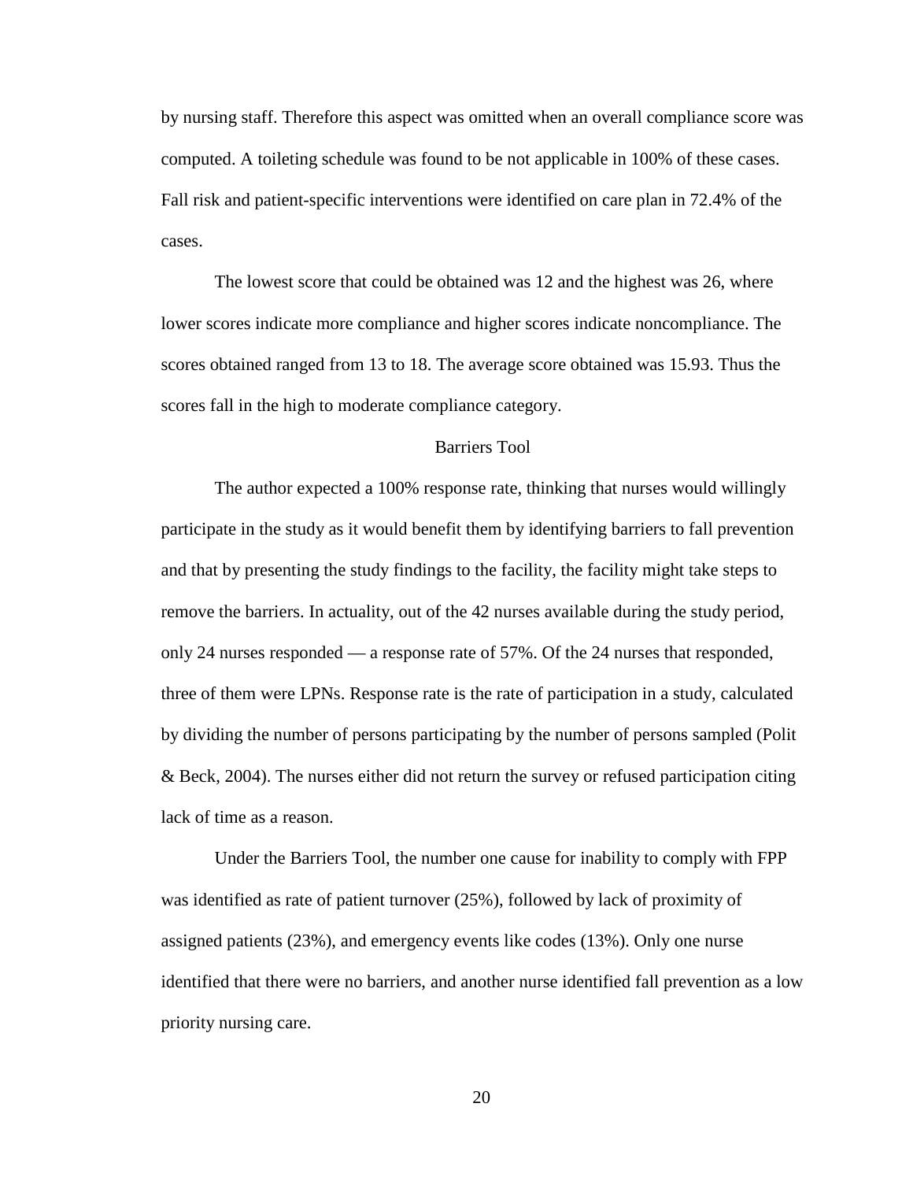by nursing staff. Therefore this aspect was omitted when an overall compliance score was computed. A toileting schedule was found to be not applicable in 100% of these cases. Fall risk and patient-specific interventions were identified on care plan in 72.4% of the cases.

The lowest score that could be obtained was 12 and the highest was 26, where lower scores indicate more compliance and higher scores indicate noncompliance. The scores obtained ranged from 13 to 18. The average score obtained was 15.93. Thus the scores fall in the high to moderate compliance category.

### Barriers Tool

The author expected a 100% response rate, thinking that nurses would willingly participate in the study as it would benefit them by identifying barriers to fall prevention and that by presenting the study findings to the facility, the facility might take steps to remove the barriers. In actuality, out of the 42 nurses available during the study period, only 24 nurses responded — a response rate of 57%. Of the 24 nurses that responded, three of them were LPNs. Response rate is the rate of participation in a study, calculated by dividing the number of persons participating by the number of persons sampled (Polit & Beck, 2004). The nurses either did not return the survey or refused participation citing lack of time as a reason.

Under the Barriers Tool, the number one cause for inability to comply with FPP was identified as rate of patient turnover (25%), followed by lack of proximity of assigned patients (23%), and emergency events like codes (13%). Only one nurse identified that there were no barriers, and another nurse identified fall prevention as a low priority nursing care.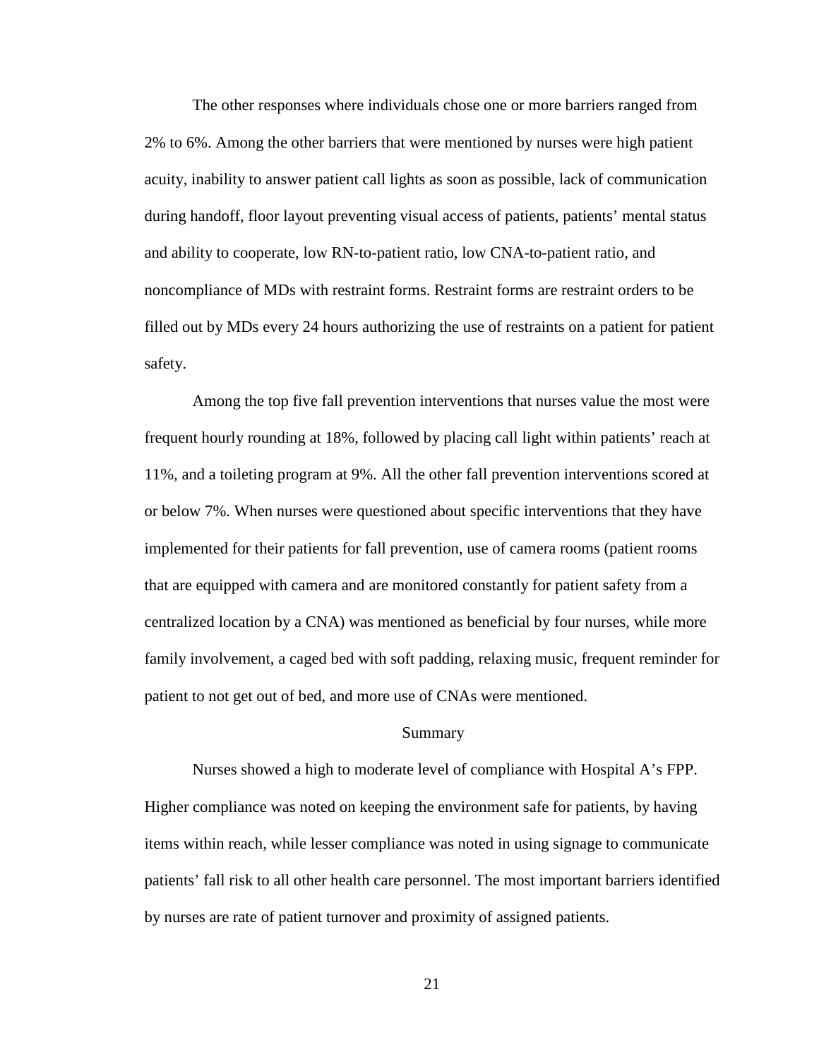The other responses where individuals chose one or more barriers ranged from 2% to 6%. Among the other barriers that were mentioned by nurses were high patient acuity, inability to answer patient call lights as soon as possible, lack of communication during handoff, floor layout preventing visual access of patients, patients' mental status and ability to cooperate, low RN-to-patient ratio, low CNA-to-patient ratio, and noncompliance of MDs with restraint forms. Restraint forms are restraint orders to be filled out by MDs every 24 hours authorizing the use of restraints on a patient for patient safety.

Among the top five fall prevention interventions that nurses value the most were frequent hourly rounding at 18%, followed by placing call light within patients' reach at 11%, and a toileting program at 9%. All the other fall prevention interventions scored at or below 7%. When nurses were questioned about specific interventions that they have implemented for their patients for fall prevention, use of camera rooms (patient rooms that are equipped with camera and are monitored constantly for patient safety from a centralized location by a CNA) was mentioned as beneficial by four nurses, while more family involvement, a caged bed with soft padding, relaxing music, frequent reminder for patient to not get out of bed, and more use of CNAs were mentioned.

## Summary

Nurses showed a high to moderate level of compliance with Hospital A's FPP. Higher compliance was noted on keeping the environment safe for patients, by having items within reach, while lesser compliance was noted in using signage to communicate patients' fall risk to all other health care personnel. The most important barriers identified by nurses are rate of patient turnover and proximity of assigned patients.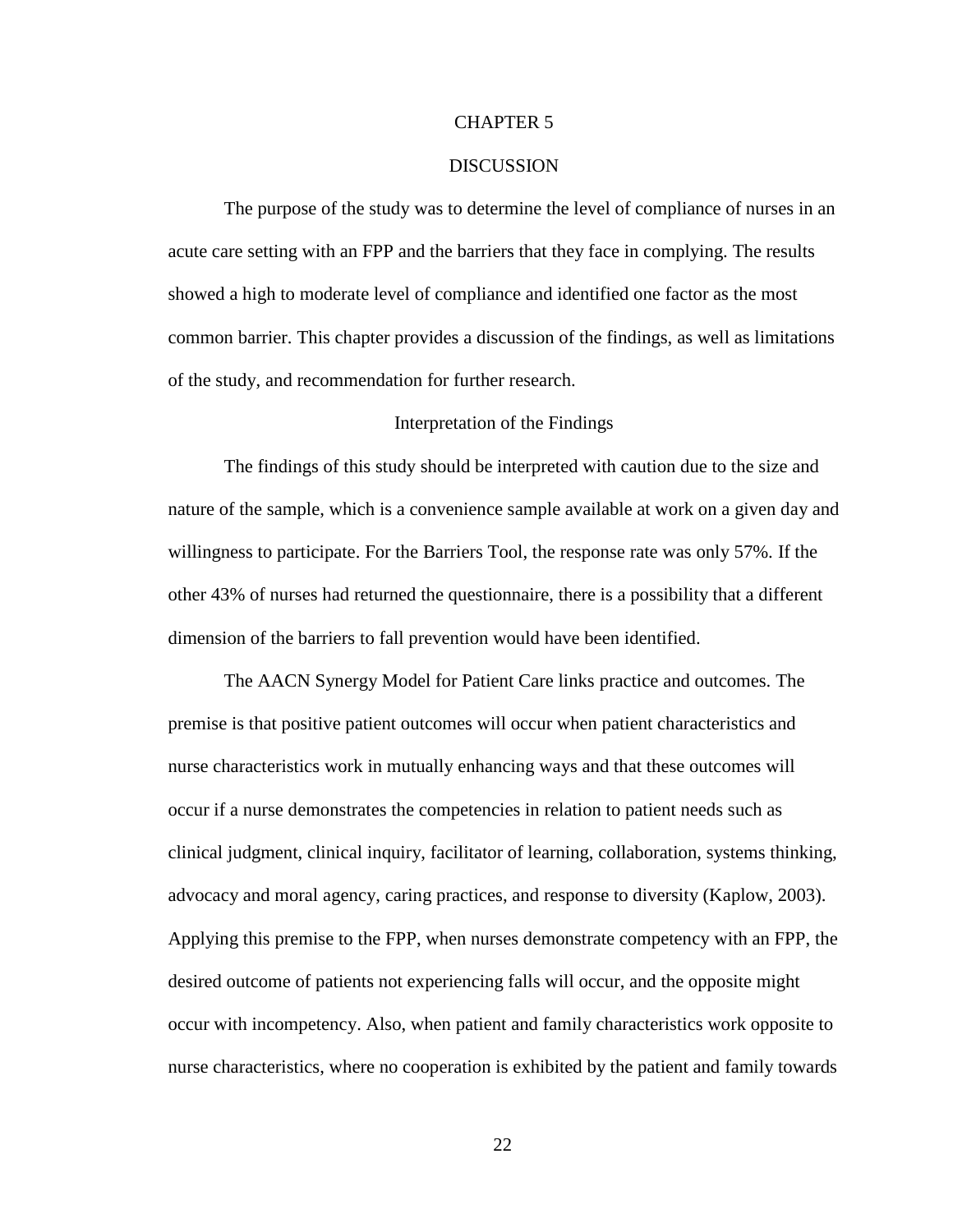# CHAPTER 5

# DISCUSSION

The purpose of the study was to determine the level of compliance of nurses in an acute care setting with an FPP and the barriers that they face in complying. The results showed a high to moderate level of compliance and identified one factor as the most common barrier. This chapter provides a discussion of the findings, as well as limitations of the study, and recommendation for further research.

## Interpretation of the Findings

The findings of this study should be interpreted with caution due to the size and nature of the sample, which is a convenience sample available at work on a given day and willingness to participate. For the Barriers Tool, the response rate was only 57%. If the other 43% of nurses had returned the questionnaire, there is a possibility that a different dimension of the barriers to fall prevention would have been identified.

The AACN Synergy Model for Patient Care links practice and outcomes. The premise is that positive patient outcomes will occur when patient characteristics and nurse characteristics work in mutually enhancing ways and that these outcomes will occur if a nurse demonstrates the competencies in relation to patient needs such as clinical judgment, clinical inquiry, facilitator of learning, collaboration, systems thinking, advocacy and moral agency, caring practices, and response to diversity (Kaplow, 2003). Applying this premise to the FPP, when nurses demonstrate competency with an FPP, the desired outcome of patients not experiencing falls will occur, and the opposite might occur with incompetency. Also, when patient and family characteristics work opposite to nurse characteristics, where no cooperation is exhibited by the patient and family towards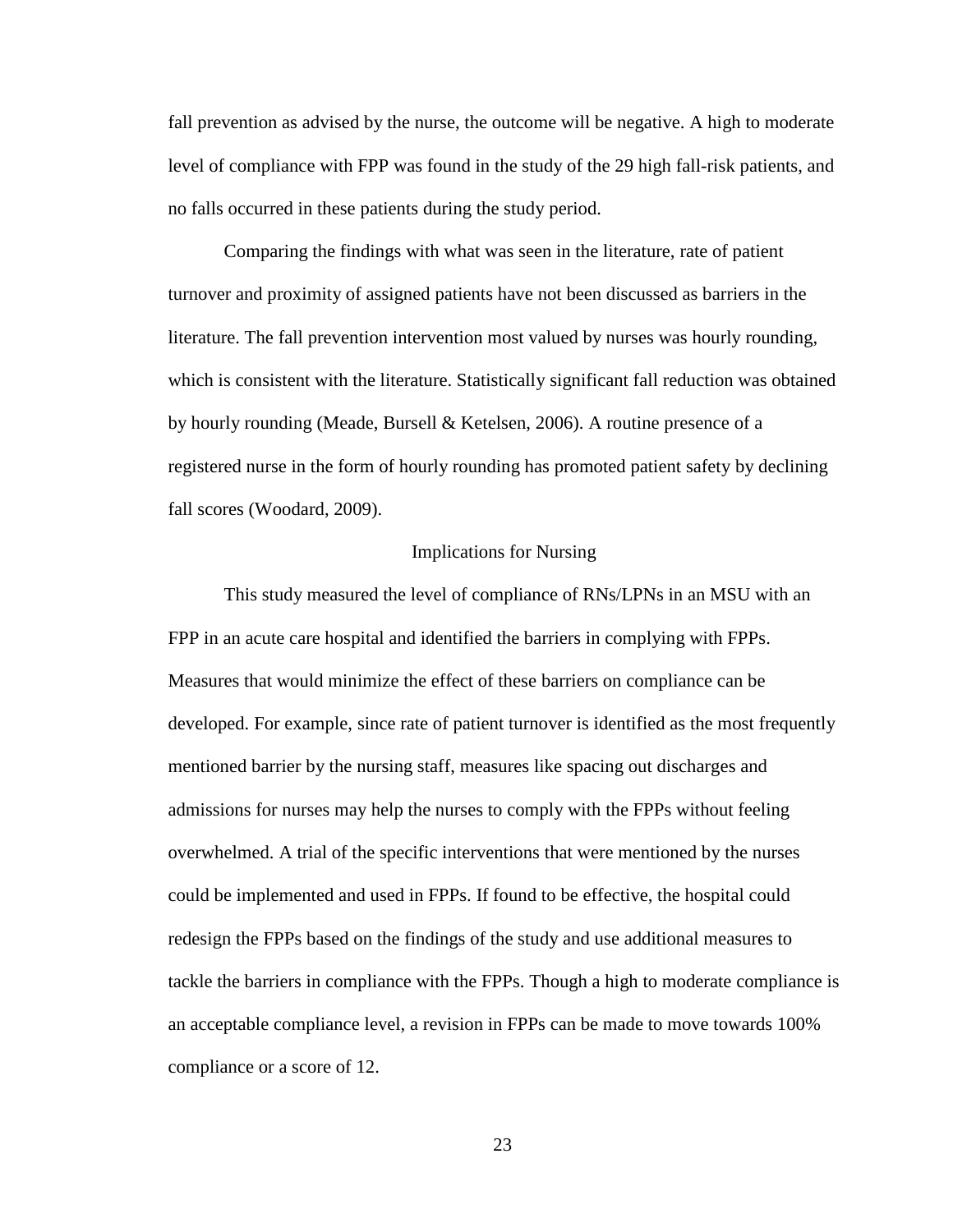fall prevention as advised by the nurse, the outcome will be negative. A high to moderate level of compliance with FPP was found in the study of the 29 high fall-risk patients, and no falls occurred in these patients during the study period.

Comparing the findings with what was seen in the literature, rate of patient turnover and proximity of assigned patients have not been discussed as barriers in the literature. The fall prevention intervention most valued by nurses was hourly rounding, which is consistent with the literature. Statistically significant fall reduction was obtained by hourly rounding (Meade, Bursell & Ketelsen, 2006). A routine presence of a registered nurse in the form of hourly rounding has promoted patient safety by declining fall scores (Woodard, 2009).

## Implications for Nursing

This study measured the level of compliance of RNs/LPNs in an MSU with an FPP in an acute care hospital and identified the barriers in complying with FPPs. Measures that would minimize the effect of these barriers on compliance can be developed. For example, since rate of patient turnover is identified as the most frequently mentioned barrier by the nursing staff, measures like spacing out discharges and admissions for nurses may help the nurses to comply with the FPPs without feeling overwhelmed. A trial of the specific interventions that were mentioned by the nurses could be implemented and used in FPPs. If found to be effective, the hospital could redesign the FPPs based on the findings of the study and use additional measures to tackle the barriers in compliance with the FPPs. Though a high to moderate compliance is an acceptable compliance level, a revision in FPPs can be made to move towards 100% compliance or a score of 12.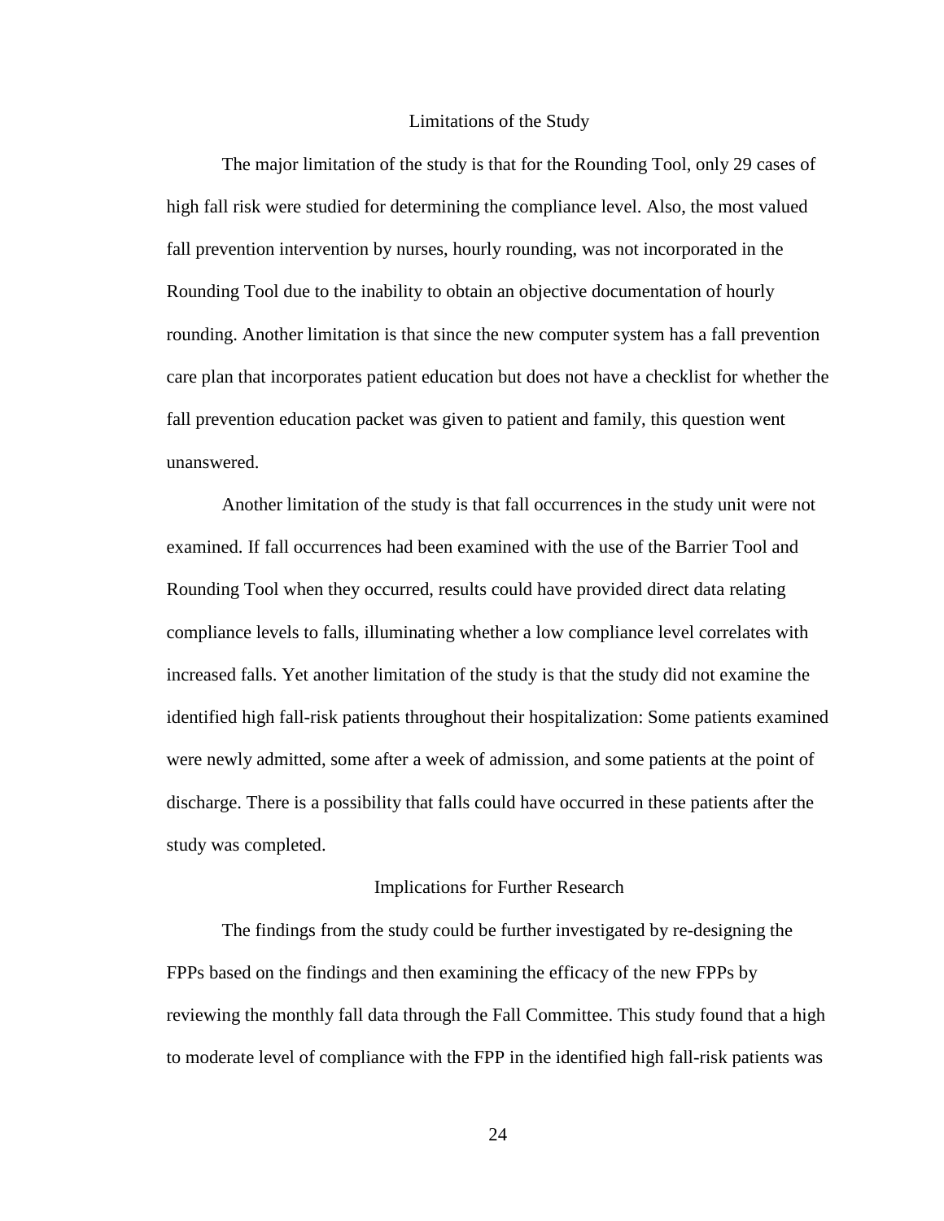## Limitations of the Study

The major limitation of the study is that for the Rounding Tool, only 29 cases of high fall risk were studied for determining the compliance level. Also, the most valued fall prevention intervention by nurses, hourly rounding, was not incorporated in the Rounding Tool due to the inability to obtain an objective documentation of hourly rounding. Another limitation is that since the new computer system has a fall prevention care plan that incorporates patient education but does not have a checklist for whether the fall prevention education packet was given to patient and family, this question went unanswered.

Another limitation of the study is that fall occurrences in the study unit were not examined. If fall occurrences had been examined with the use of the Barrier Tool and Rounding Tool when they occurred, results could have provided direct data relating compliance levels to falls, illuminating whether a low compliance level correlates with increased falls. Yet another limitation of the study is that the study did not examine the identified high fall-risk patients throughout their hospitalization: Some patients examined were newly admitted, some after a week of admission, and some patients at the point of discharge. There is a possibility that falls could have occurred in these patients after the study was completed.

## Implications for Further Research

The findings from the study could be further investigated by re-designing the FPPs based on the findings and then examining the efficacy of the new FPPs by reviewing the monthly fall data through the Fall Committee. This study found that a high to moderate level of compliance with the FPP in the identified high fall-risk patients was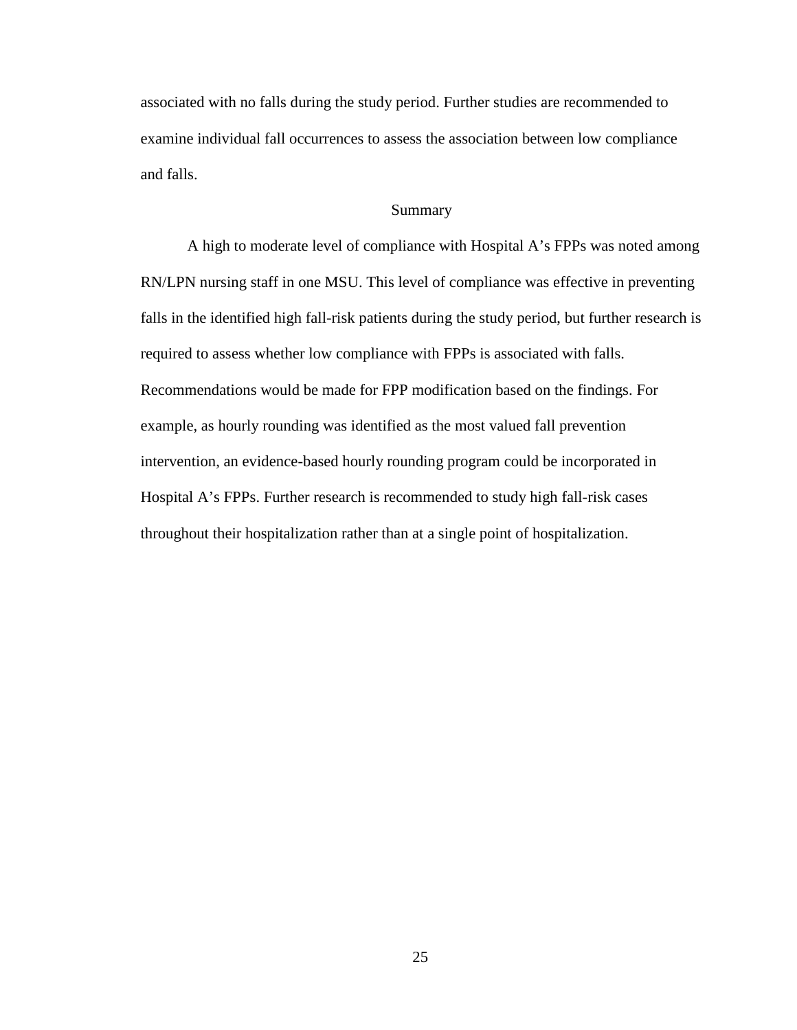associated with no falls during the study period. Further studies are recommended to examine individual fall occurrences to assess the association between low compliance and falls.

## Summary

A high to moderate level of compliance with Hospital A's FPPs was noted among RN/LPN nursing staff in one MSU. This level of compliance was effective in preventing falls in the identified high fall-risk patients during the study period, but further research is required to assess whether low compliance with FPPs is associated with falls. Recommendations would be made for FPP modification based on the findings. For example, as hourly rounding was identified as the most valued fall prevention intervention, an evidence-based hourly rounding program could be incorporated in Hospital A's FPPs. Further research is recommended to study high fall-risk cases throughout their hospitalization rather than at a single point of hospitalization.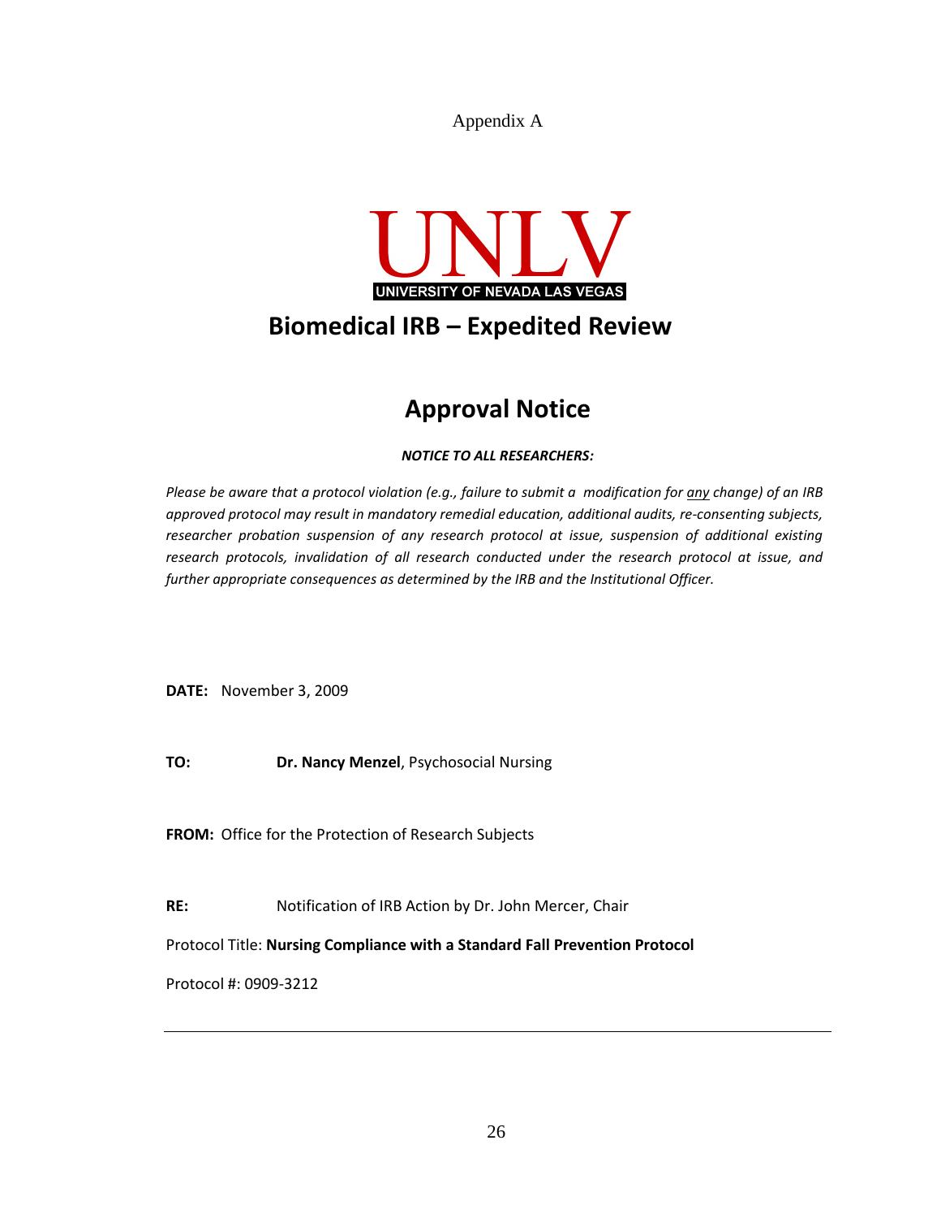Appendix A

UNLV

UNIVERSITY OF NEVADA LAS VEGAS

# Biomedical IRB – Expedited Review

## Approval Notice

***NOTICE TO ALL RESEARCHERS:***

*Please be aware that a protocol violation (e.g., failure to submit a modification for any change) of an IRB approved protocol may result in mandatory remedial education, additional audits, re-consenting subjects, researcher probation suspension of any research protocol at issue, suspension of additional existing research protocols, invalidation of all research conducted under the research protocol at issue, and further appropriate consequences as determined by the IRB and the Institutional Officer.*

**DATE:** November 3, 2009

**TO:** **Dr. Nancy Menzel**, Psychosocial Nursing

**FROM:** Office for the Protection of Research Subjects

**RE:** Notification of IRB Action by Dr. John Mercer, Chair

Protocol Title: **Nursing Compliance with a Standard Fall Prevention Protocol**

Protocol #: 0909-3212

---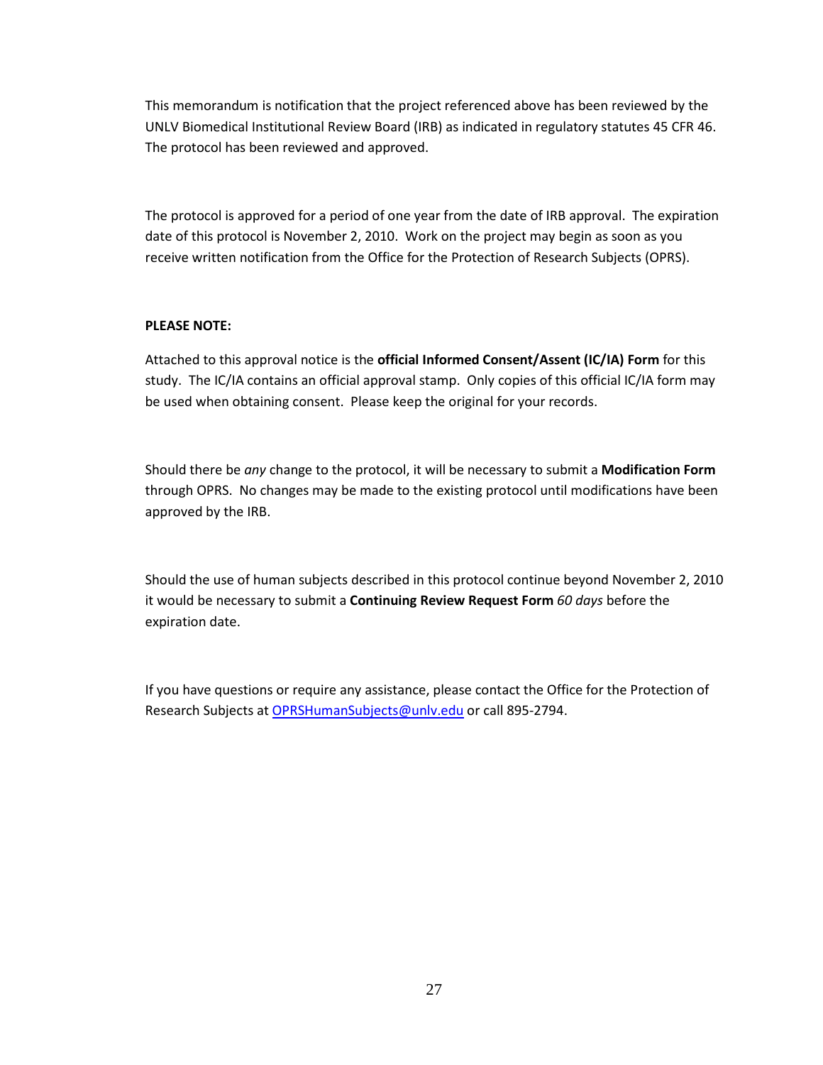This memorandum is notification that the project referenced above has been reviewed by the UNLV Biomedical Institutional Review Board (IRB) as indicated in regulatory statutes 45 CFR 46. The protocol has been reviewed and approved.

The protocol is approved for a period of one year from the date of IRB approval. The expiration date of this protocol is November 2, 2010. Work on the project may begin as soon as you receive written notification from the Office for the Protection of Research Subjects (OPRS).

**PLEASE NOTE:**

Attached to this approval notice is the **official Informed Consent/Assent (IC/IA) Form** for this study. The IC/IA contains an official approval stamp. Only copies of this official IC/IA form may be used when obtaining consent. Please keep the original for your records.

Should there be *any* change to the protocol, it will be necessary to submit a **Modification Form** through OPRS. No changes may be made to the existing protocol until modifications have been approved by the IRB.

Should the use of human subjects described in this protocol continue beyond November 2, 2010 it would be necessary to submit a **Continuing Review Request Form** *60 days* before the expiration date.

If you have questions or require any assistance, please contact the Office for the Protection of Research Subjects at [OPRSHumanSubjects@unlv.edu](mailto:OPRSHumanSubjects@unlv.edu) or call 895-2794.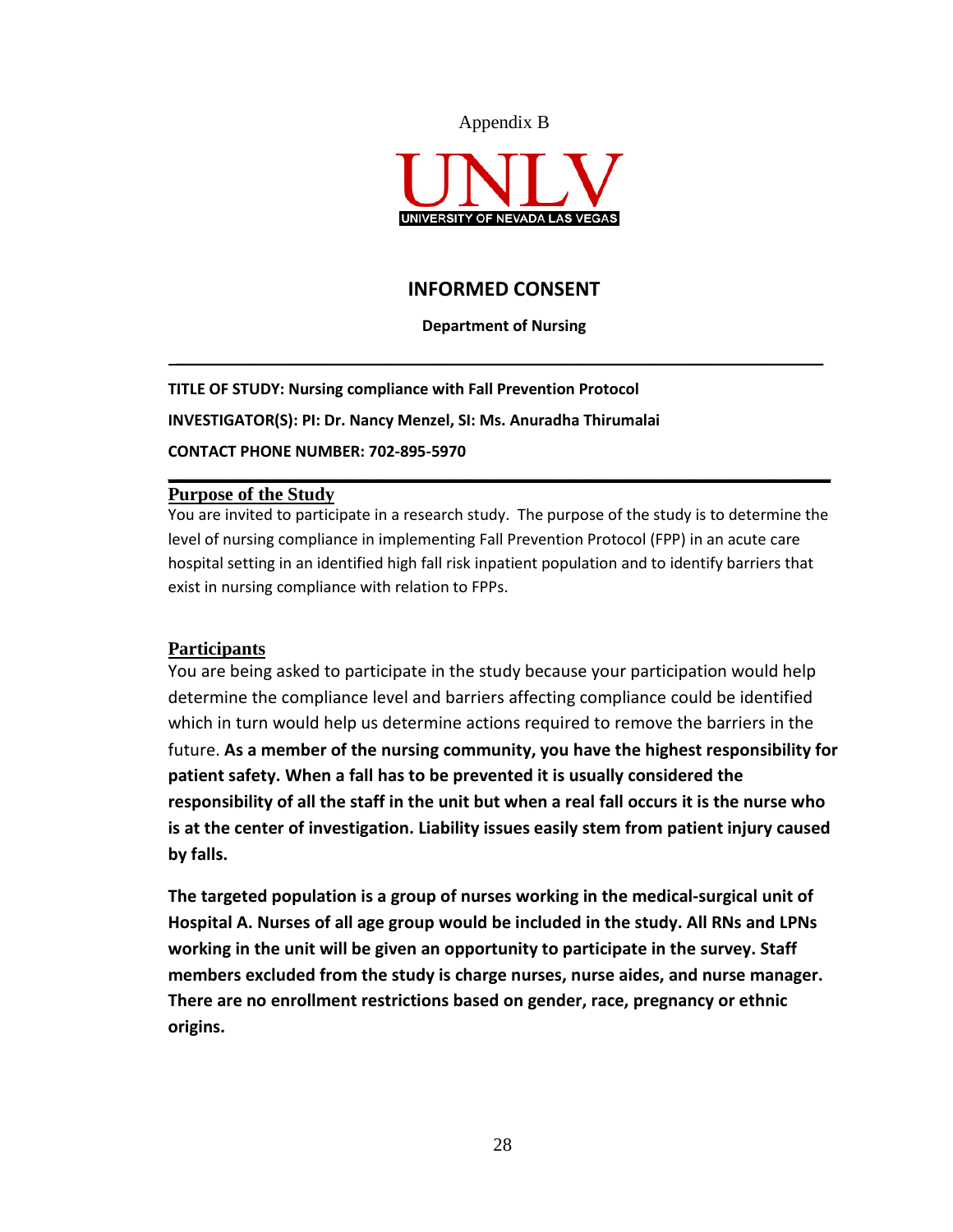Appendix B

UNLV
UNIVERSITY OF NEVADA LAS VEGAS

# INFORMED CONSENT

**Department of Nursing**

---

**TITLE OF STUDY: Nursing compliance with Fall Prevention Protocol**

**INVESTIGATOR(S): PI: Dr. Nancy Menzel, SI: Ms. Anuradha Thirumalai**

**CONTACT PHONE NUMBER: 702-895-5970**

---

## Purpose of the Study

You are invited to participate in a research study. The purpose of the study is to determine the level of nursing compliance in implementing Fall Prevention Protocol (FPP) in an acute care hospital setting in an identified high fall risk inpatient population and to identify barriers that exist in nursing compliance with relation to FPPs.

## Participants

You are being asked to participate in the study because your participation would help determine the compliance level and barriers affecting compliance could be identified which in turn would help us determine actions required to remove the barriers in the future. **As a member of the nursing community, you have the highest responsibility for patient safety. When a fall has to be prevented it is usually considered the responsibility of all the staff in the unit but when a real fall occurs it is the nurse who is at the center of investigation. Liability issues easily stem from patient injury caused by falls.**

**The targeted population is a group of nurses working in the medical-surgical unit of Hospital A. Nurses of all age group would be included in the study. All RNs and LPNs working in the unit will be given an opportunity to participate in the survey. Staff members excluded from the study is charge nurses, nurse aides, and nurse manager. There are no enrollment restrictions based on gender, race, pregnancy or ethnic origins.**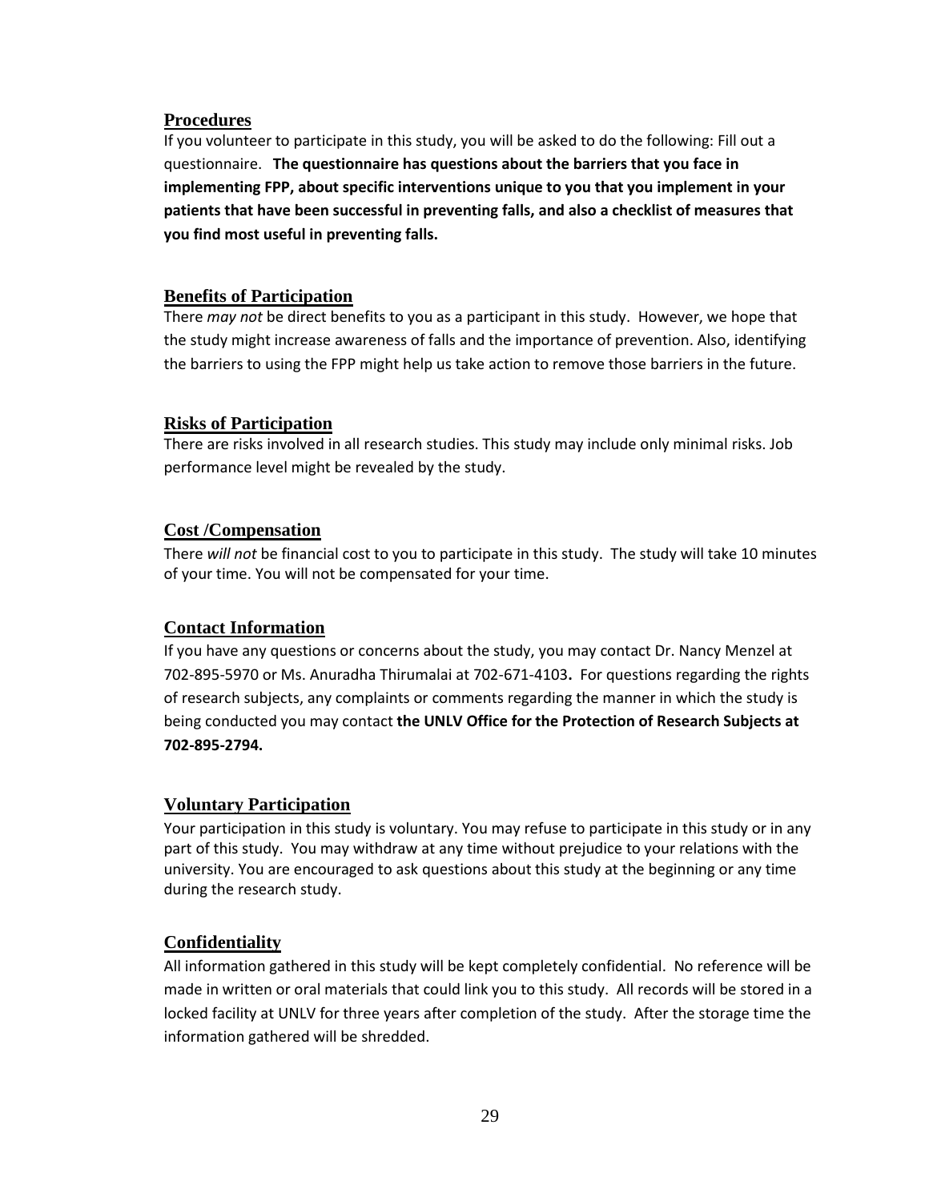### Procedures

If you volunteer to participate in this study, you will be asked to do the following: Fill out a questionnaire. **The questionnaire has questions about the barriers that you face in implementing FPP, about specific interventions unique to you that you implement in your patients that have been successful in preventing falls, and also a checklist of measures that you find most useful in preventing falls.**

### Benefits of Participation

There *may not* be direct benefits to you as a participant in this study. However, we hope that the study might increase awareness of falls and the importance of prevention. Also, identifying the barriers to using the FPP might help us take action to remove those barriers in the future.

### Risks of Participation

There are risks involved in all research studies. This study may include only minimal risks. Job performance level might be revealed by the study.

### Cost /Compensation

There *will not* be financial cost to you to participate in this study. The study will take 10 minutes of your time. You will not be compensated for your time.

### Contact Information

If you have any questions or concerns about the study, you may contact Dr. Nancy Menzel at 702-895-5970 or Ms. Anuradha Thirumalai at 702-671-4103**.** For questions regarding the rights of research subjects, any complaints or comments regarding the manner in which the study is being conducted you may contact **the UNLV Office for the Protection of Research Subjects at 702-895-2794.**

### Voluntary Participation

Your participation in this study is voluntary. You may refuse to participate in this study or in any part of this study. You may withdraw at any time without prejudice to your relations with the university. You are encouraged to ask questions about this study at the beginning or any time during the research study.

### Confidentiality

All information gathered in this study will be kept completely confidential. No reference will be made in written or oral materials that could link you to this study. All records will be stored in a locked facility at UNLV for three years after completion of the study. After the storage time the information gathered will be shredded.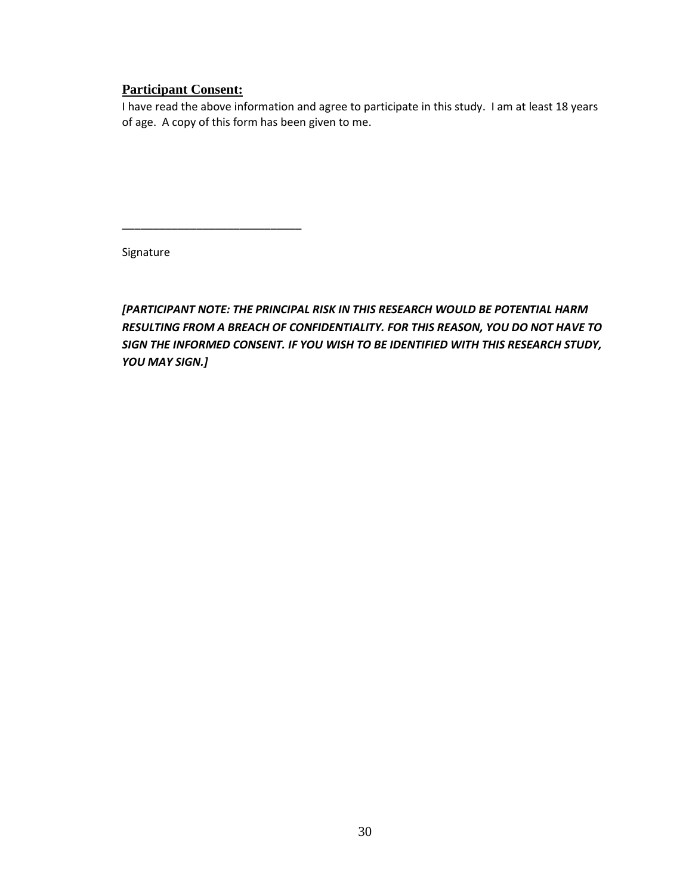## Participant Consent:

I have read the above information and agree to participate in this study. I am at least 18 years of age. A copy of this form has been given to me.

______________________________

Signature

***[PARTICIPANT NOTE: THE PRINCIPAL RISK IN THIS RESEARCH WOULD BE POTENTIAL HARM RESULTING FROM A BREACH OF CONFIDENTIALITY. FOR THIS REASON, YOU DO NOT HAVE TO SIGN THE INFORMED CONSENT. IF YOU WISH TO BE IDENTIFIED WITH THIS RESEARCH STUDY, YOU MAY SIGN.]***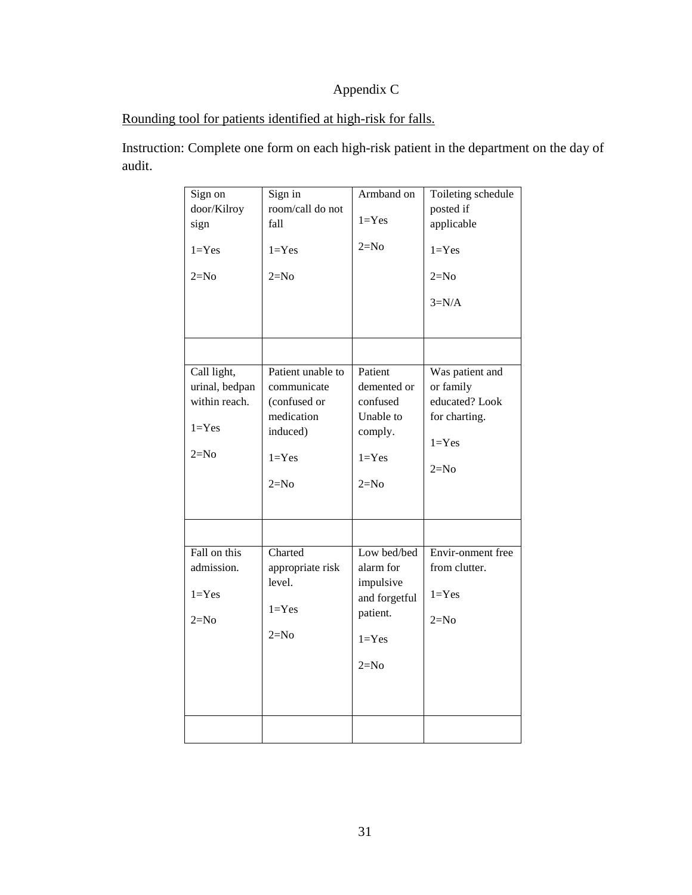Appendix C

<u>Rounding tool for patients identified at high-risk for falls.</u>

Instruction: Complete one form on each high-risk patient in the department on the day of audit.

| Sign on door/Kilroy sign<br><br>1=Yes<br><br>2=No | Sign in room/call do not fall<br><br>1=Yes<br><br>2=No | Armband on<br><br>1=Yes<br><br>2=No | Toileting schedule posted if applicable<br><br>1=Yes<br><br>2=No<br><br>3=N/A |
|---|---|---|---|
| | | | |
| Call light, urinal, bedpan within reach.<br><br>1=Yes<br><br>2=No | Patient unable to communicate (confused or medication induced)<br><br>1=Yes<br><br>2=No | Patient demented or confused Unable to comply.<br><br>1=Yes<br><br>2=No | Was patient and or family educated? Look for charting.<br><br>1=Yes<br><br>2=No |
| | | | |
| Fall on this admission.<br><br>1=Yes<br><br>2=No | Charted appropriate risk level.<br><br>1=Yes<br><br>2=No | Low bed/bed alarm for impulsive and forgetful patient.<br><br>1=Yes<br><br>2=No | Envir-onment free from clutter.<br><br>1=Yes<br><br>2=No |
| | | | |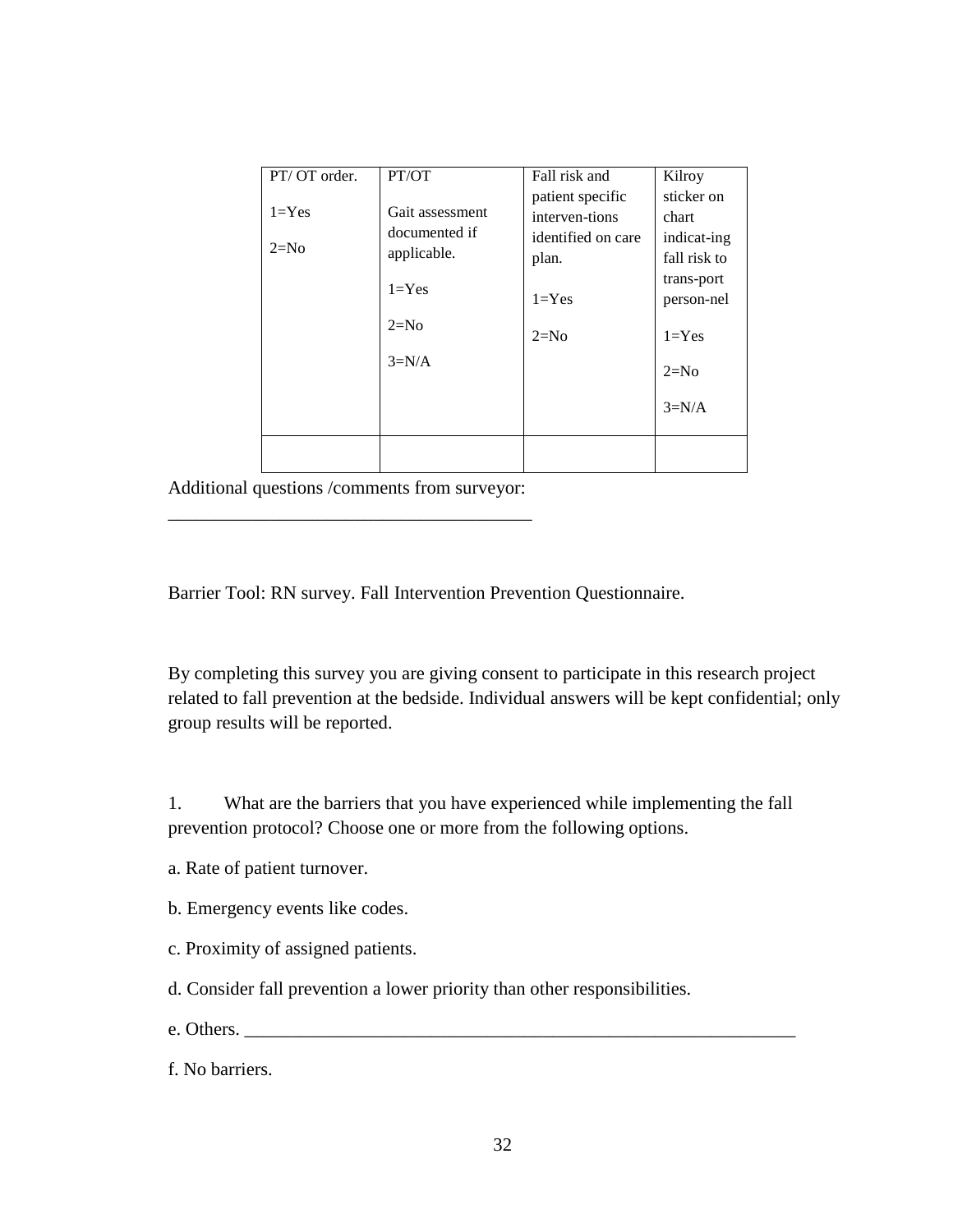| PT/ OT order.<br><br>1=Yes<br><br>2=No | PT/OT<br><br>Gait assessment documented if applicable.<br><br>1=Yes<br><br>2=No<br><br>3=N/A | Fall risk and patient specific interven-tions identified on care plan.<br><br>1=Yes<br><br>2=No | Kilroy sticker on chart indicat-ing fall risk to trans-port person-nel<br><br>1=Yes<br><br>2=No<br><br>3=N/A |
|---|---|---|---|
| | | | |

Additional questions /comments from surveyor: ________________________________________

Barrier Tool: RN survey. Fall Intervention Prevention Questionnaire.

By completing this survey you are giving consent to participate in this research project related to fall prevention at the bedside. Individual answers will be kept confidential; only group results will be reported.

1. What are the barriers that you have experienced while implementing the fall prevention protocol? Choose one or more from the following options.

a. Rate of patient turnover.

b. Emergency events like codes.

c. Proximity of assigned patients.

d. Consider fall prevention a lower priority than other responsibilities.

e. Others. ________________________________________________________________

f. No barriers.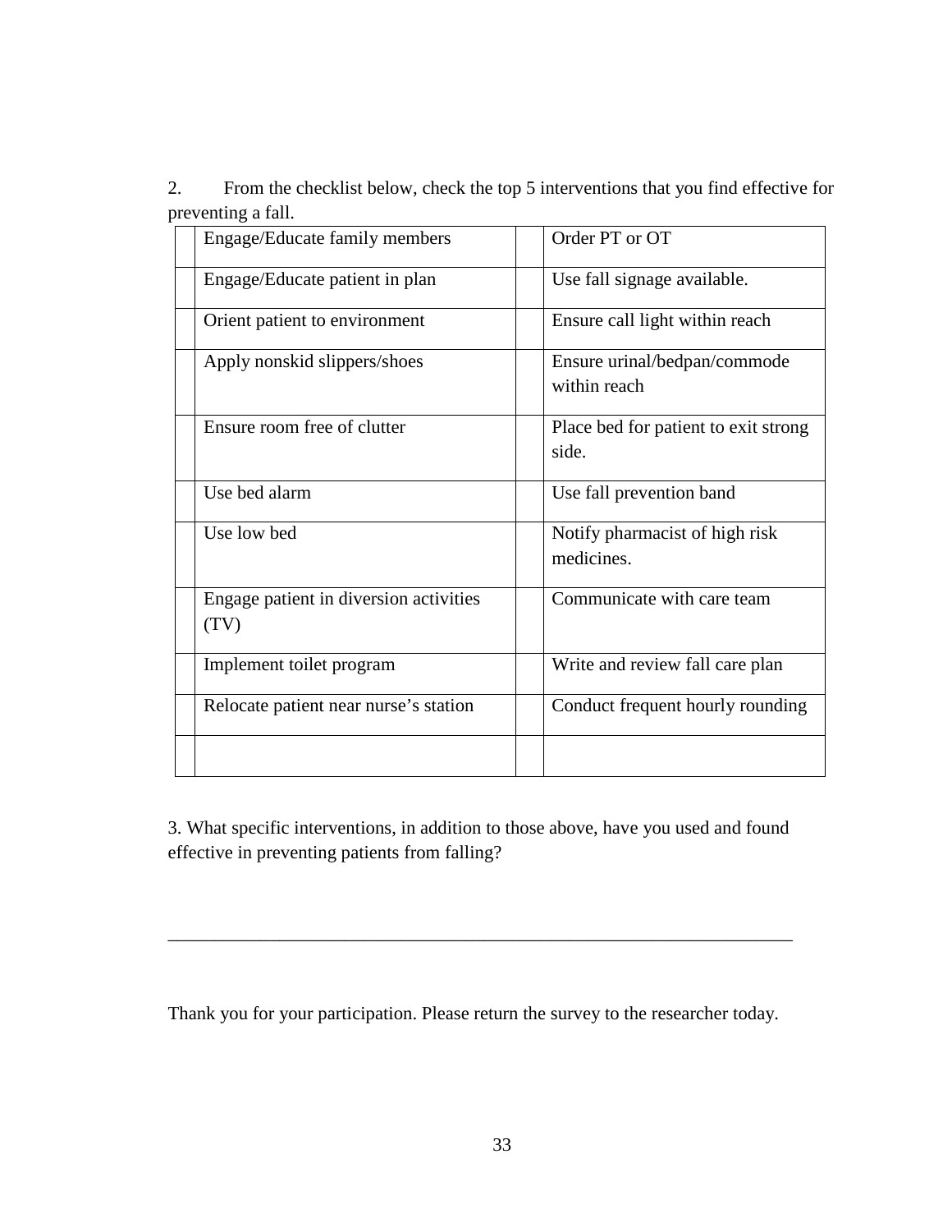2. From the checklist below, check the top 5 interventions that you find effective for preventing a fall.

| | | | |
|---|---|---|---|
| | Engage/Educate family members | | Order PT or OT |
| | Engage/Educate patient in plan | | Use fall signage available. |
| | Orient patient to environment | | Ensure call light within reach |
| | Apply nonskid slippers/shoes | | Ensure urinal/bedpan/commode within reach |
| | Ensure room free of clutter | | Place bed for patient to exit strong side. |
| | Use bed alarm | | Use fall prevention band |
| | Use low bed | | Notify pharmacist of high risk medicines. |
| | Engage patient in diversion activities (TV) | | Communicate with care team |
| | Implement toilet program | | Write and review fall care plan |
| | Relocate patient near nurse's station | | Conduct frequent hourly rounding |
| | | | |

3. What specific interventions, in addition to those above, have you used and found effective in preventing patients from falling?

______________________________________________________________________

Thank you for your participation. Please return the survey to the researcher today.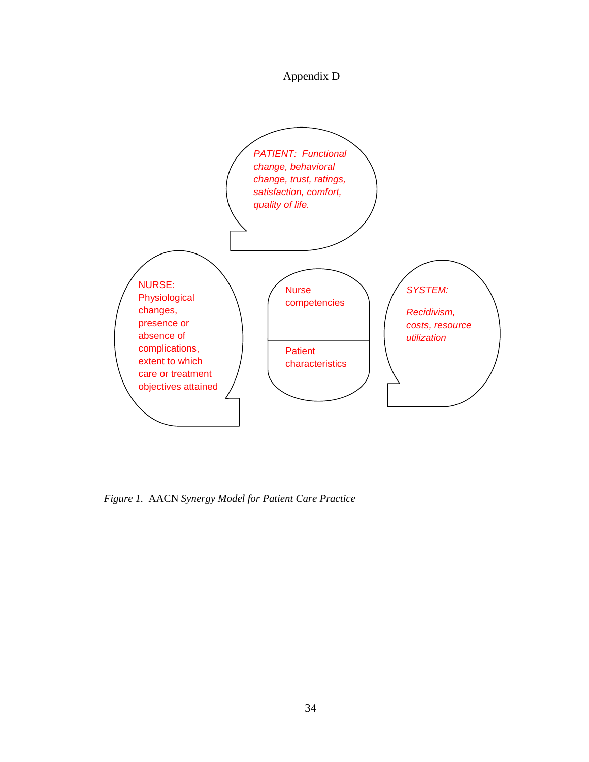# Appendix D

*PATIENT: Functional change, behavioral change, trust, ratings, satisfaction, comfort, quality of life.*

NURSE: Physiological changes, presence or absence of complications, extent to which care or treatment objectives attained

Nurse competencies

Patient characteristics

*SYSTEM:*

*Recidivism, costs, resource utilization*

*Figure 1.* AACN *Synergy Model for Patient Care Practice*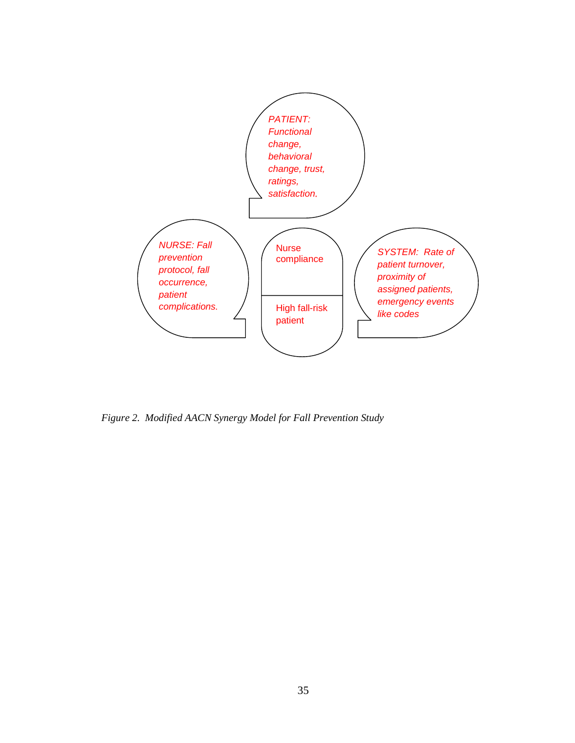*PATIENT: Functional change, behavioral change, trust, ratings, satisfaction.*

*NURSE: Fall prevention protocol, fall occurrence, patient complications.*

Nurse compliance

High fall-risk patient

*SYSTEM: Rate of patient turnover, proximity of assigned patients, emergency events like codes*

*Figure 2. Modified AACN Synergy Model for Fall Prevention Study*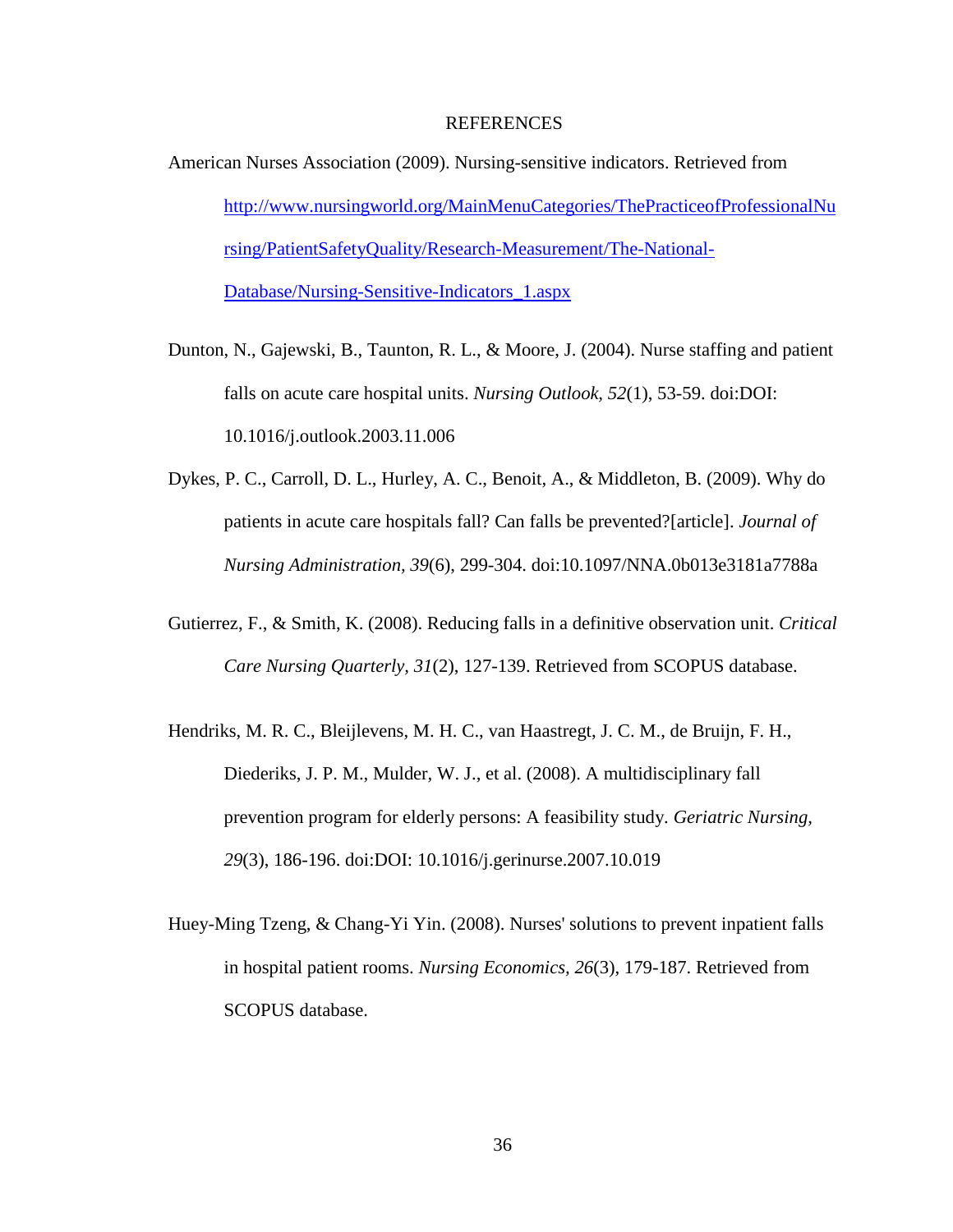# REFERENCES

American Nurses Association (2009). Nursing-sensitive indicators. Retrieved from http://www.nursingworld.org/MainMenuCategories/ThePracticeofProfessionalNursing/PatientSafetyQuality/Research-Measurement/The-National-Database/Nursing-Sensitive-Indicators_1.aspx

Dunton, N., Gajewski, B., Taunton, R. L., & Moore, J. (2004). Nurse staffing and patient falls on acute care hospital units. *Nursing Outlook, 52*(1), 53-59. doi:DOI: 10.1016/j.outlook.2003.11.006

Dykes, P. C., Carroll, D. L., Hurley, A. C., Benoit, A., & Middleton, B. (2009). Why do patients in acute care hospitals fall? Can falls be prevented?[article]. *Journal of Nursing Administration, 39*(6), 299-304. doi:10.1097/NNA.0b013e3181a7788a

Gutierrez, F., & Smith, K. (2008). Reducing falls in a definitive observation unit. *Critical Care Nursing Quarterly, 31*(2), 127-139. Retrieved from SCOPUS database.

Hendriks, M. R. C., Bleijlevens, M. H. C., van Haastregt, J. C. M., de Bruijn, F. H., Diederiks, J. P. M., Mulder, W. J., et al. (2008). A multidisciplinary fall prevention program for elderly persons: A feasibility study. *Geriatric Nursing, 29*(3), 186-196. doi:DOI: 10.1016/j.gerinurse.2007.10.019

Huey-Ming Tzeng, & Chang-Yi Yin. (2008). Nurses' solutions to prevent inpatient falls in hospital patient rooms. *Nursing Economics, 26*(3), 179-187. Retrieved from SCOPUS database.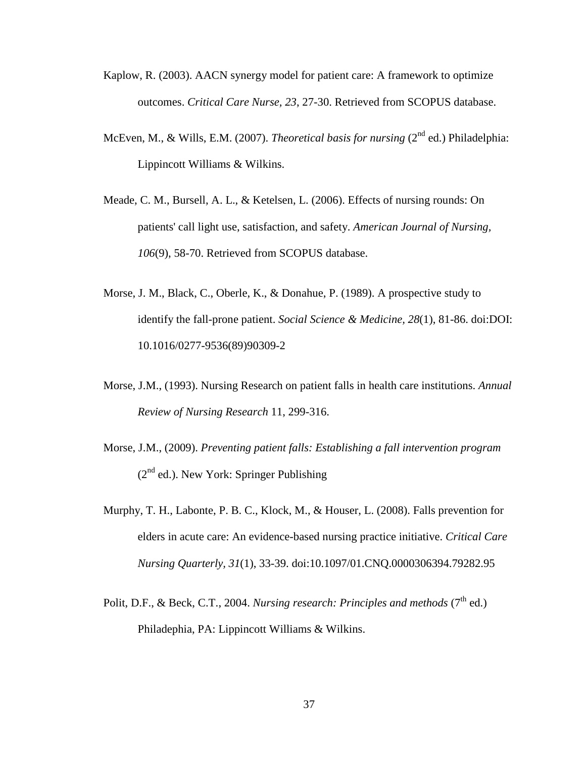Kaplow, R. (2003). AACN synergy model for patient care: A framework to optimize outcomes. *Critical Care Nurse, 23*, 27-30. Retrieved from SCOPUS database.

McEven, M., & Wills, E.M. (2007). *Theoretical basis for nursing* (2nd ed.) Philadelphia: Lippincott Williams & Wilkins.

Meade, C. M., Bursell, A. L., & Ketelsen, L. (2006). Effects of nursing rounds: On patients' call light use, satisfaction, and safety. *American Journal of Nursing, 106*(9), 58-70. Retrieved from SCOPUS database.

Morse, J. M., Black, C., Oberle, K., & Donahue, P. (1989). A prospective study to identify the fall-prone patient. *Social Science & Medicine, 28*(1), 81-86. doi:DOI: 10.1016/0277-9536(89)90309-2

Morse, J.M., (1993). Nursing Research on patient falls in health care institutions. *Annual Review of Nursing Research* 11, 299-316.

Morse, J.M., (2009). *Preventing patient falls: Establishing a fall intervention program* (2nd ed.). New York: Springer Publishing

Murphy, T. H., Labonte, P. B. C., Klock, M., & Houser, L. (2008). Falls prevention for elders in acute care: An evidence-based nursing practice initiative. *Critical Care Nursing Quarterly, 31*(1), 33-39. doi:10.1097/01.CNQ.0000306394.79282.95

Polit, D.F., & Beck, C.T., 2004. *Nursing research: Principles and methods* (7th ed.) Philadephia, PA: Lippincott Williams & Wilkins.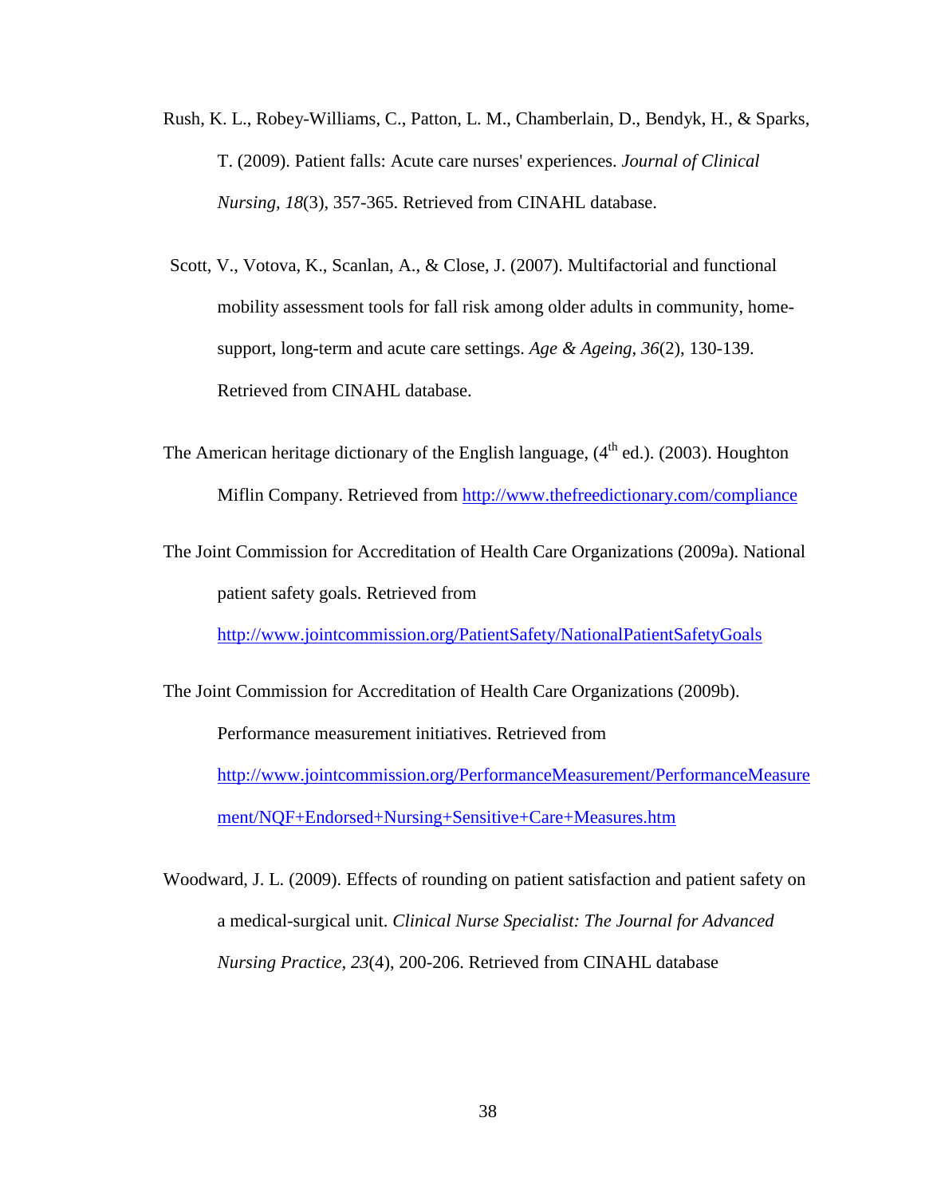Rush, K. L., Robey-Williams, C., Patton, L. M., Chamberlain, D., Bendyk, H., & Sparks, T. (2009). Patient falls: Acute care nurses' experiences. *Journal of Clinical Nursing, 18*(3), 357-365. Retrieved from CINAHL database.

Scott, V., Votova, K., Scanlan, A., & Close, J. (2007). Multifactorial and functional mobility assessment tools for fall risk among older adults in community, home-support, long-term and acute care settings. *Age & Ageing, 36*(2), 130-139. Retrieved from CINAHL database.

The American heritage dictionary of the English language, (4th ed.). (2003). Houghton Miflin Company. Retrieved from http://www.thefreedictionary.com/compliance

The Joint Commission for Accreditation of Health Care Organizations (2009a). National patient safety goals. Retrieved from http://www.jointcommission.org/PatientSafety/NationalPatientSafetyGoals

The Joint Commission for Accreditation of Health Care Organizations (2009b). Performance measurement initiatives. Retrieved from http://www.jointcommission.org/PerformanceMeasurement/PerformanceMeasurement/NQF+Endorsed+Nursing+Sensitive+Care+Measures.htm

Woodward, J. L. (2009). Effects of rounding on patient satisfaction and patient safety on a medical-surgical unit. *Clinical Nurse Specialist: The Journal for Advanced Nursing Practice, 23*(4), 200-206. Retrieved from CINAHL database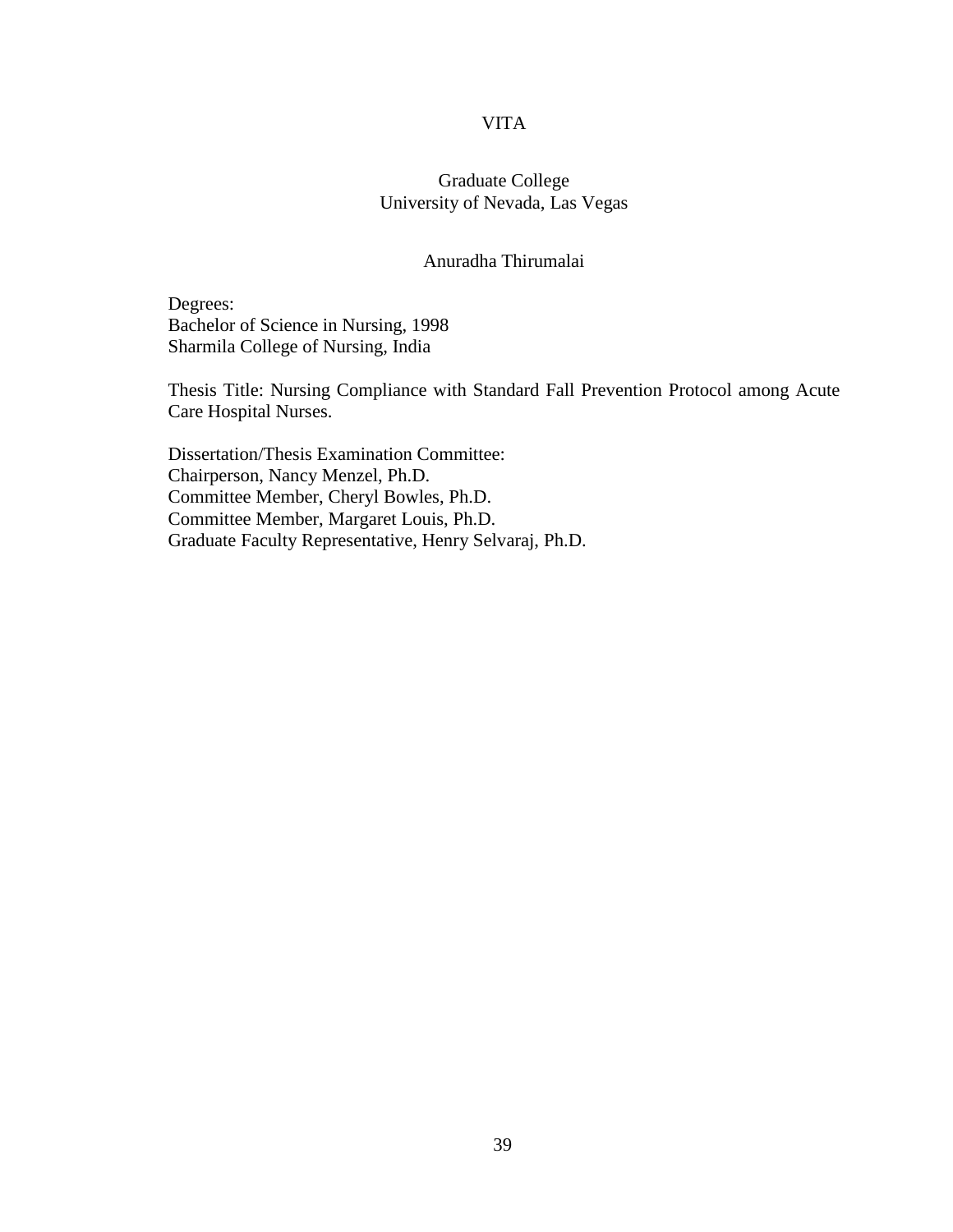# VITA

Graduate College
University of Nevada, Las Vegas

Anuradha Thirumalai

Degrees:
Bachelor of Science in Nursing, 1998
Sharmila College of Nursing, India

Thesis Title: Nursing Compliance with Standard Fall Prevention Protocol among Acute Care Hospital Nurses.

Dissertation/Thesis Examination Committee:
Chairperson, Nancy Menzel, Ph.D.
Committee Member, Cheryl Bowles, Ph.D.
Committee Member, Margaret Louis, Ph.D.
Graduate Faculty Representative, Henry Selvaraj, Ph.D.